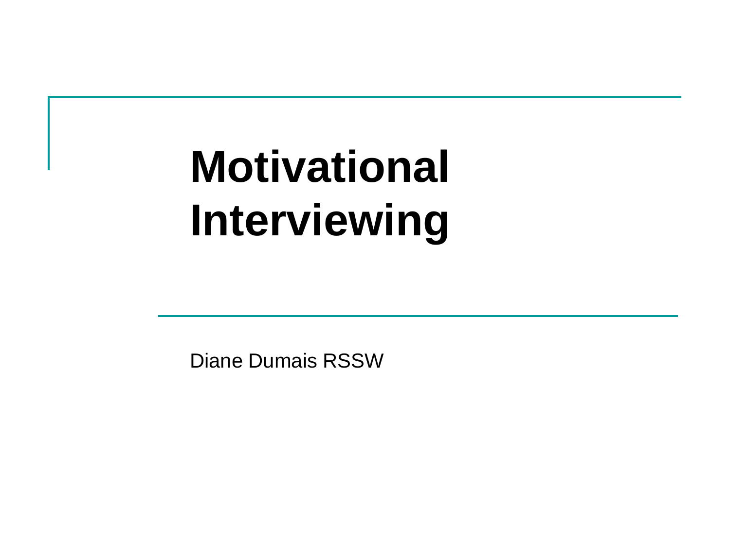# Motivational Interviewing

Diane Dumais RSSW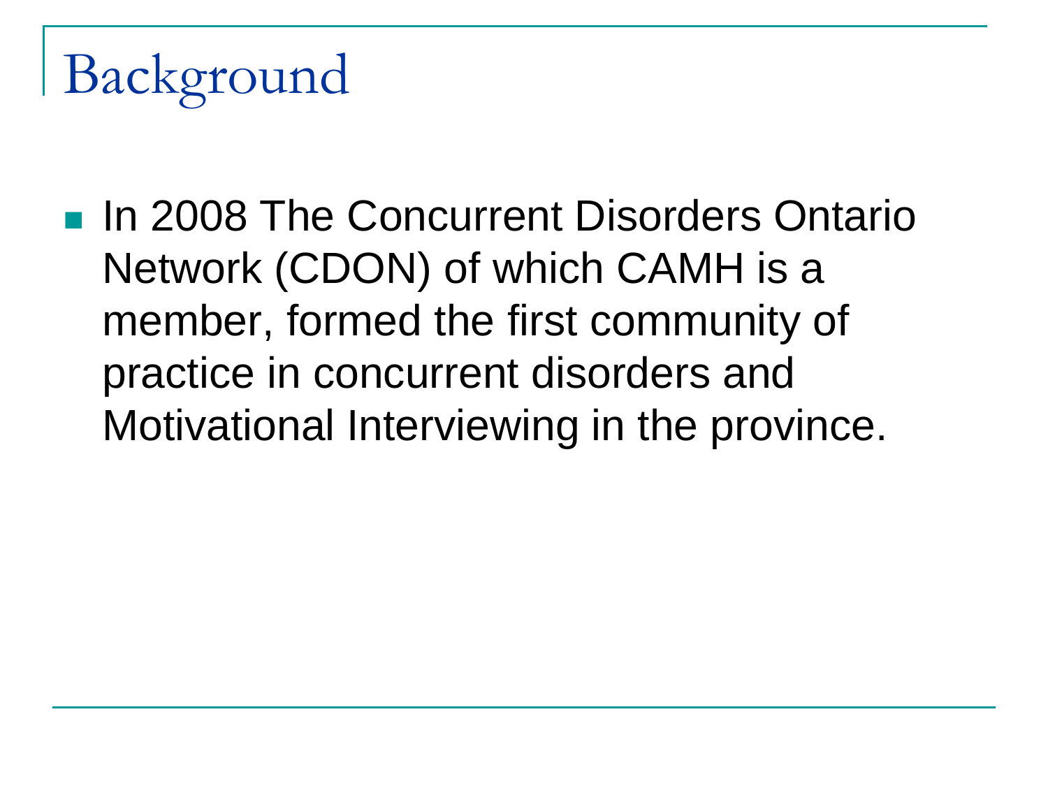# Background

- In 2008 The Concurrent Disorders Ontario Network (CDON) of which CAMH is a member, formed the first community of practice in concurrent disorders and Motivational Interviewing in the province.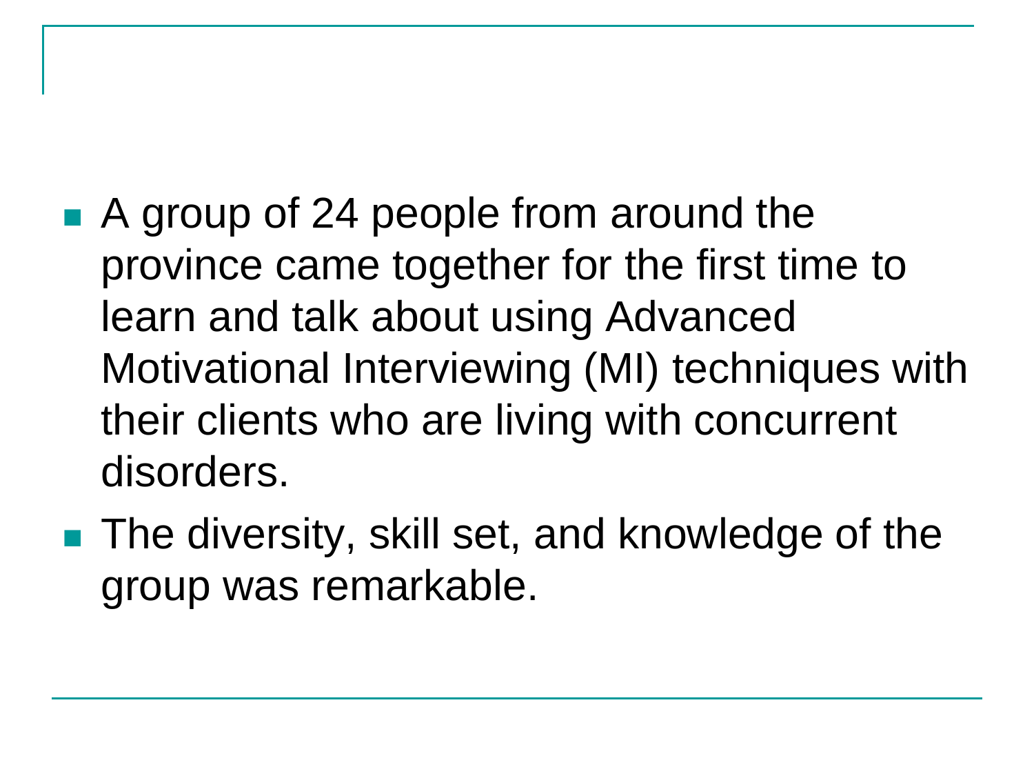- A group of 24 people from around the province came together for the first time to learn and talk about using Advanced Motivational Interviewing (MI) techniques with their clients who are living with concurrent disorders.
- The diversity, skill set, and knowledge of the group was remarkable.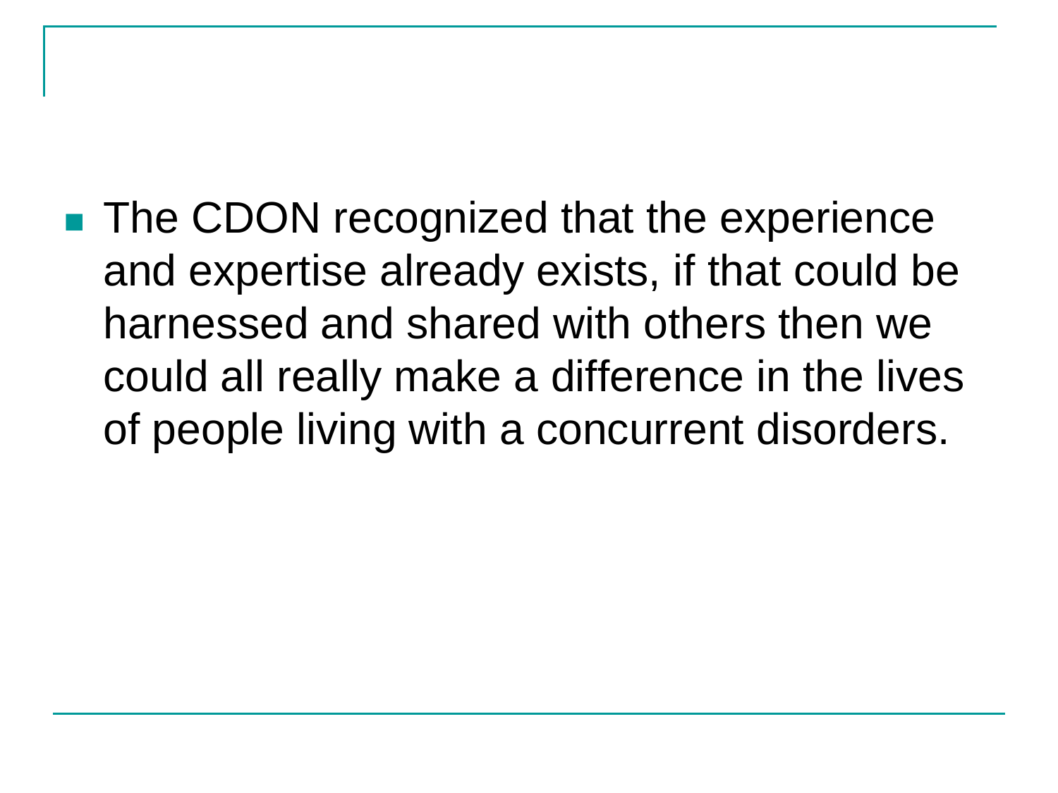- The CDON recognized that the experience and expertise already exists, if that could be harnessed and shared with others then we could all really make a difference in the lives of people living with a concurrent disorders.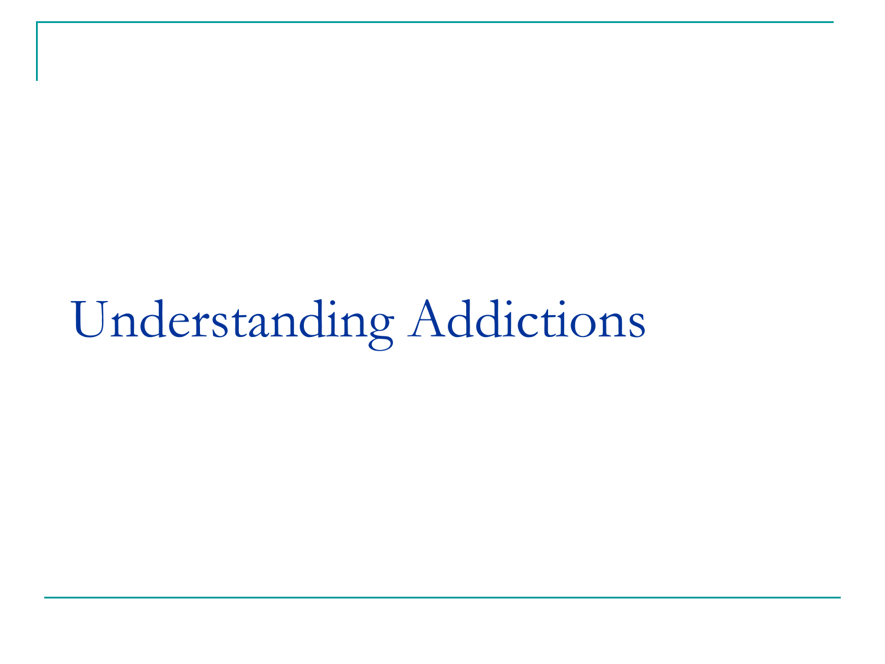# Understanding Addictions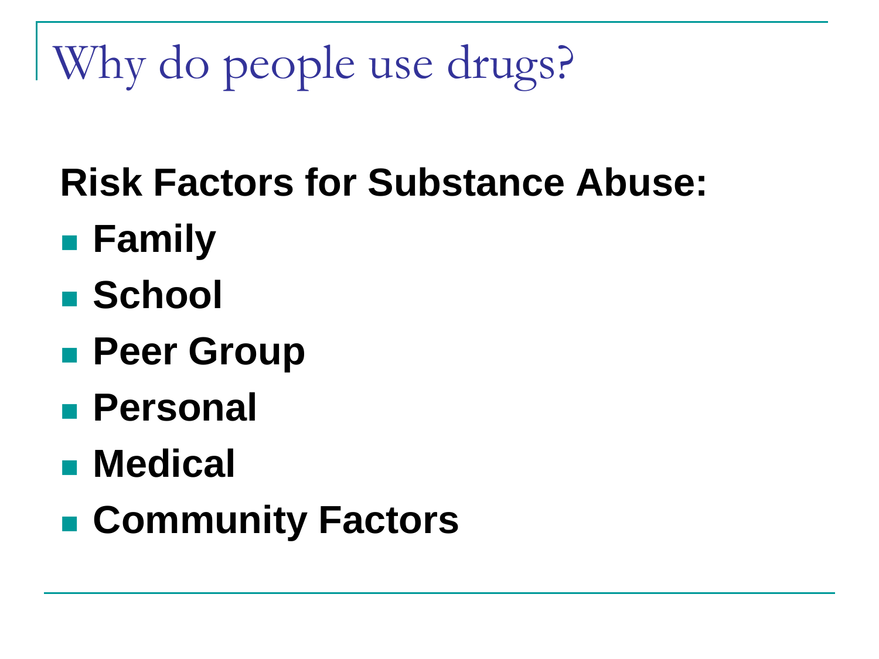# Why do people use drugs?

**Risk Factors for Substance Abuse:**

- **Family**
- **School**
- **Peer Group**
- **Personal**
- **Medical**
- **Community Factors**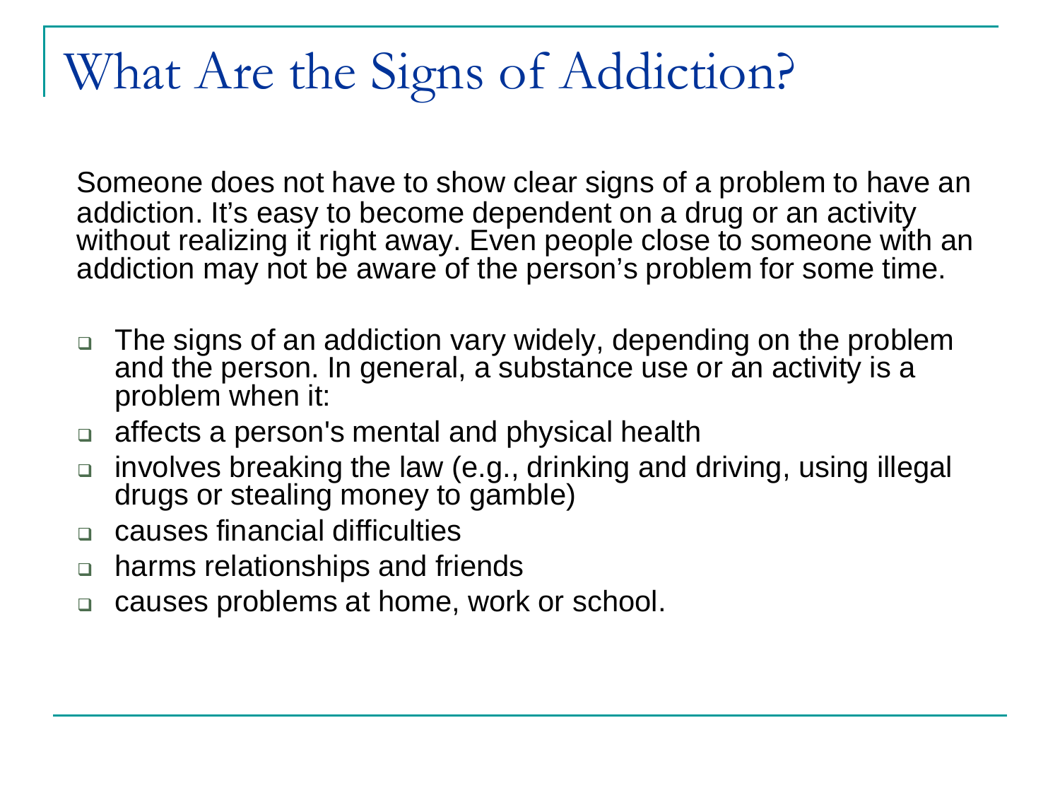# What Are the Signs of Addiction?

Someone does not have to show clear signs of a problem to have an addiction. It's easy to become dependent on a drug or an activity without realizing it right away. Even people close to someone with an addiction may not be aware of the person's problem for some time.

- The signs of an addiction vary widely, depending on the problem and the person. In general, a substance use or an activity is a problem when it:
- affects a person's mental and physical health
- involves breaking the law (e.g., drinking and driving, using illegal drugs or stealing money to gamble)
- causes financial difficulties
- harms relationships and friends
- causes problems at home, work or school.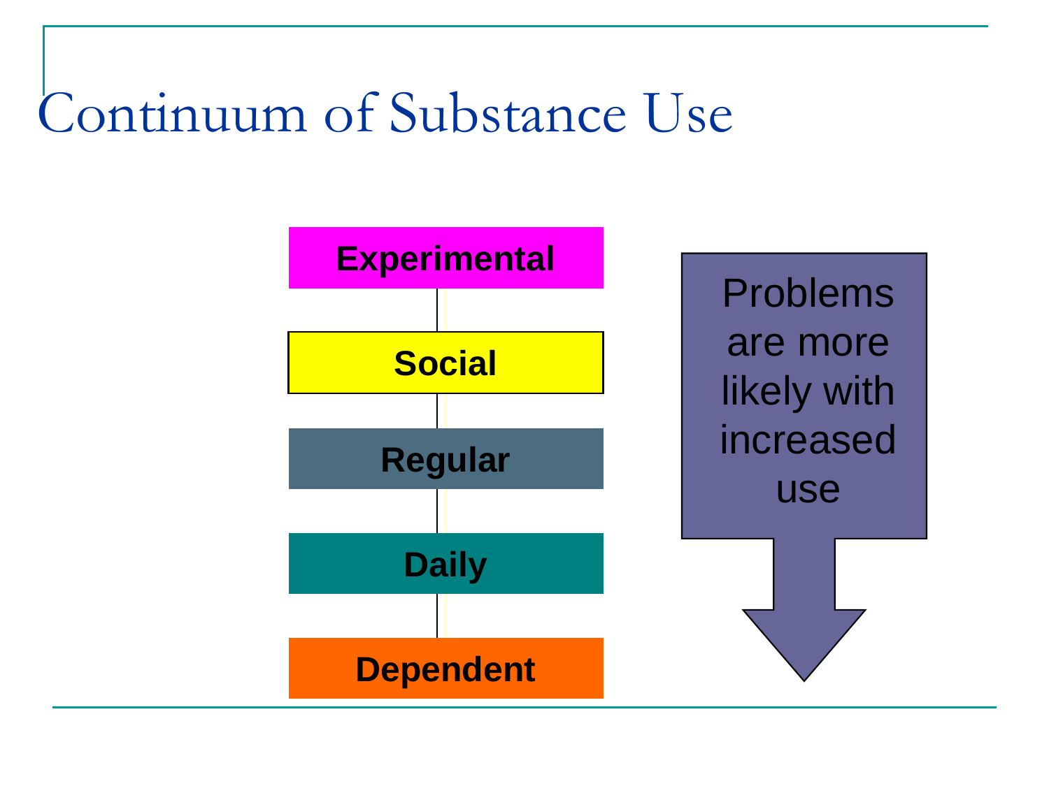# Continuum of Substance Use

- Experimental
- Social
- Regular
- Daily
- Dependent

Problems are more likely with increased use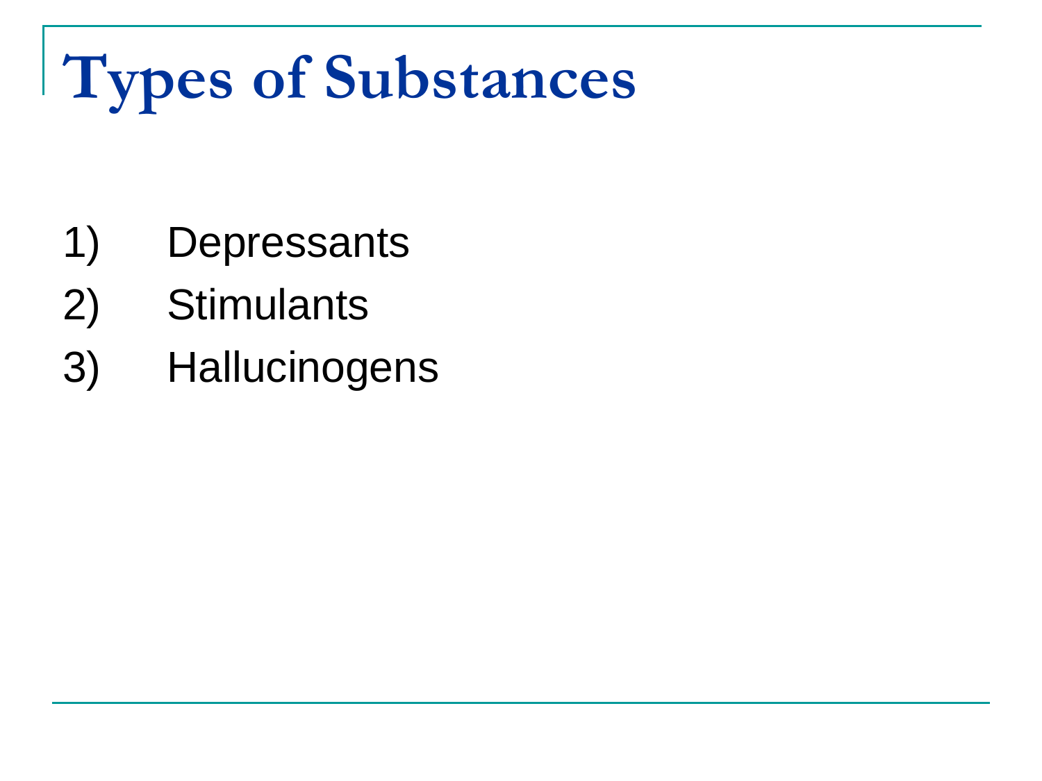# Types of Substances

1) Depressants
2) Stimulants
3) Hallucinogens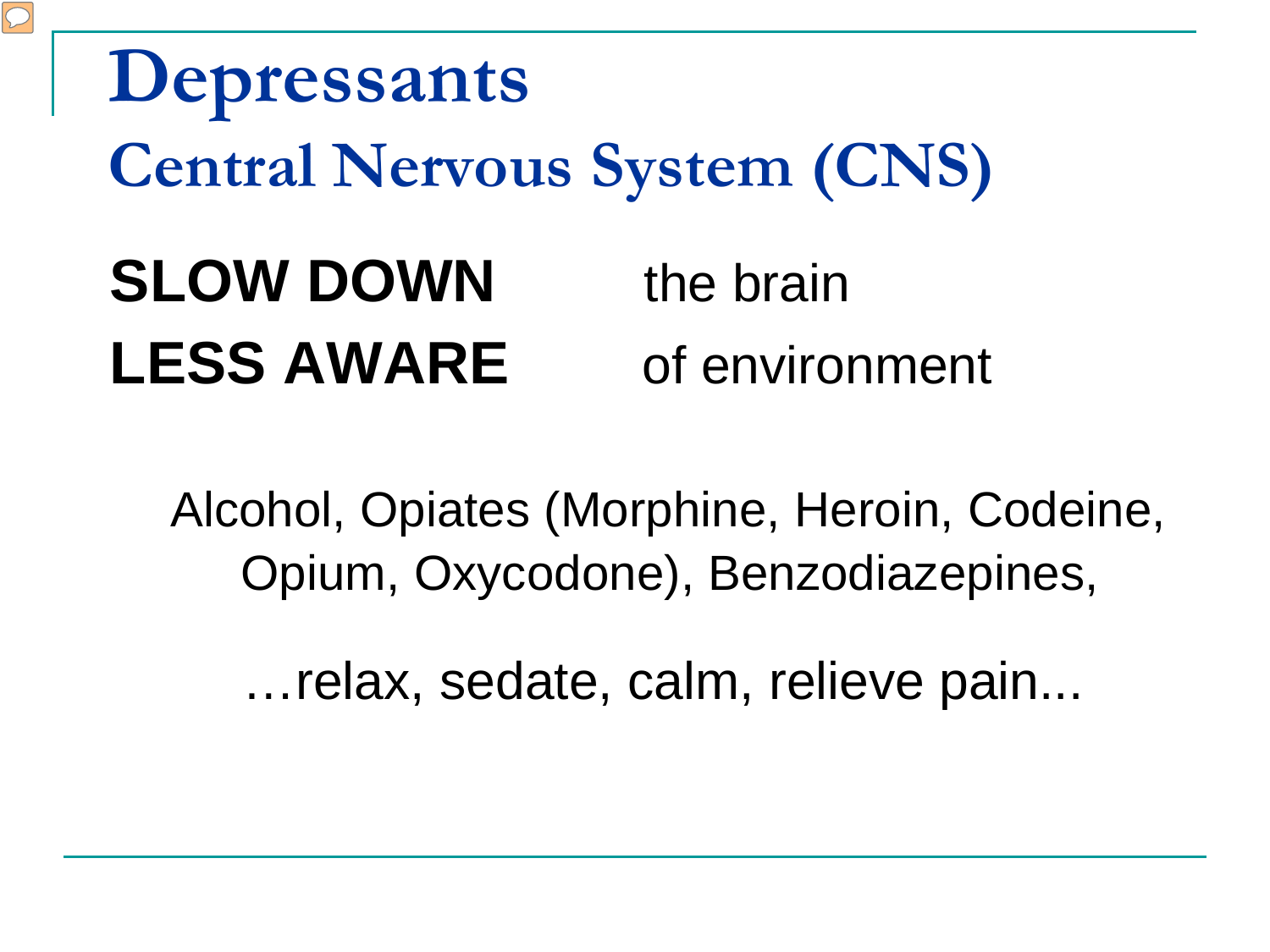# Depressants

## Central Nervous System (CNS)

**SLOW DOWN** the brain

**LESS AWARE** of environment

Alcohol, Opiates (Morphine, Heroin, Codeine, Opium, Oxycodone), Benzodiazepines,

…relax, sedate, calm, relieve pain...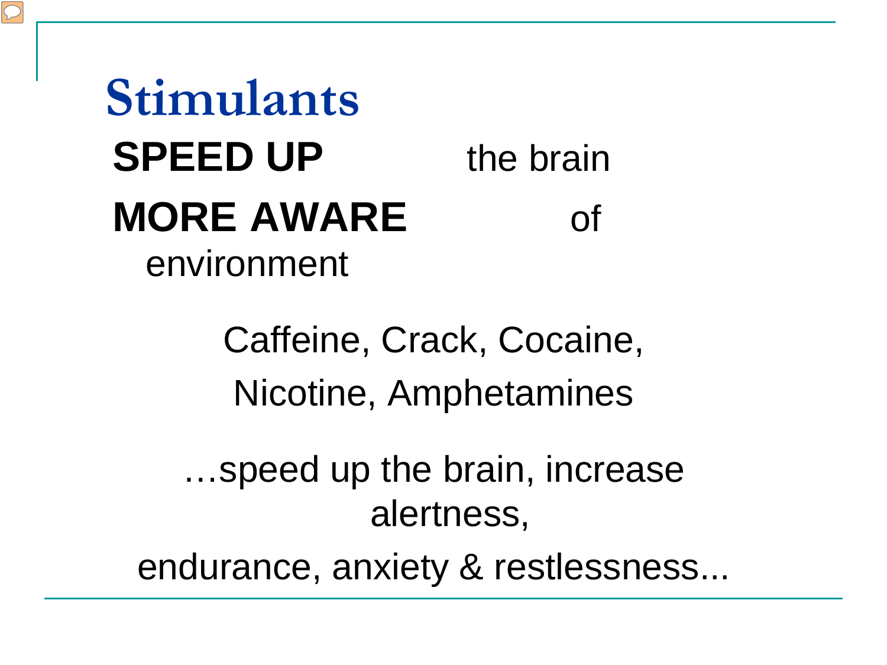# Stimulants

**SPEED UP** the brain

**MORE AWARE** of environment

Caffeine, Crack, Cocaine, Nicotine, Amphetamines

…speed up the brain, increase alertness, endurance, anxiety & restlessness...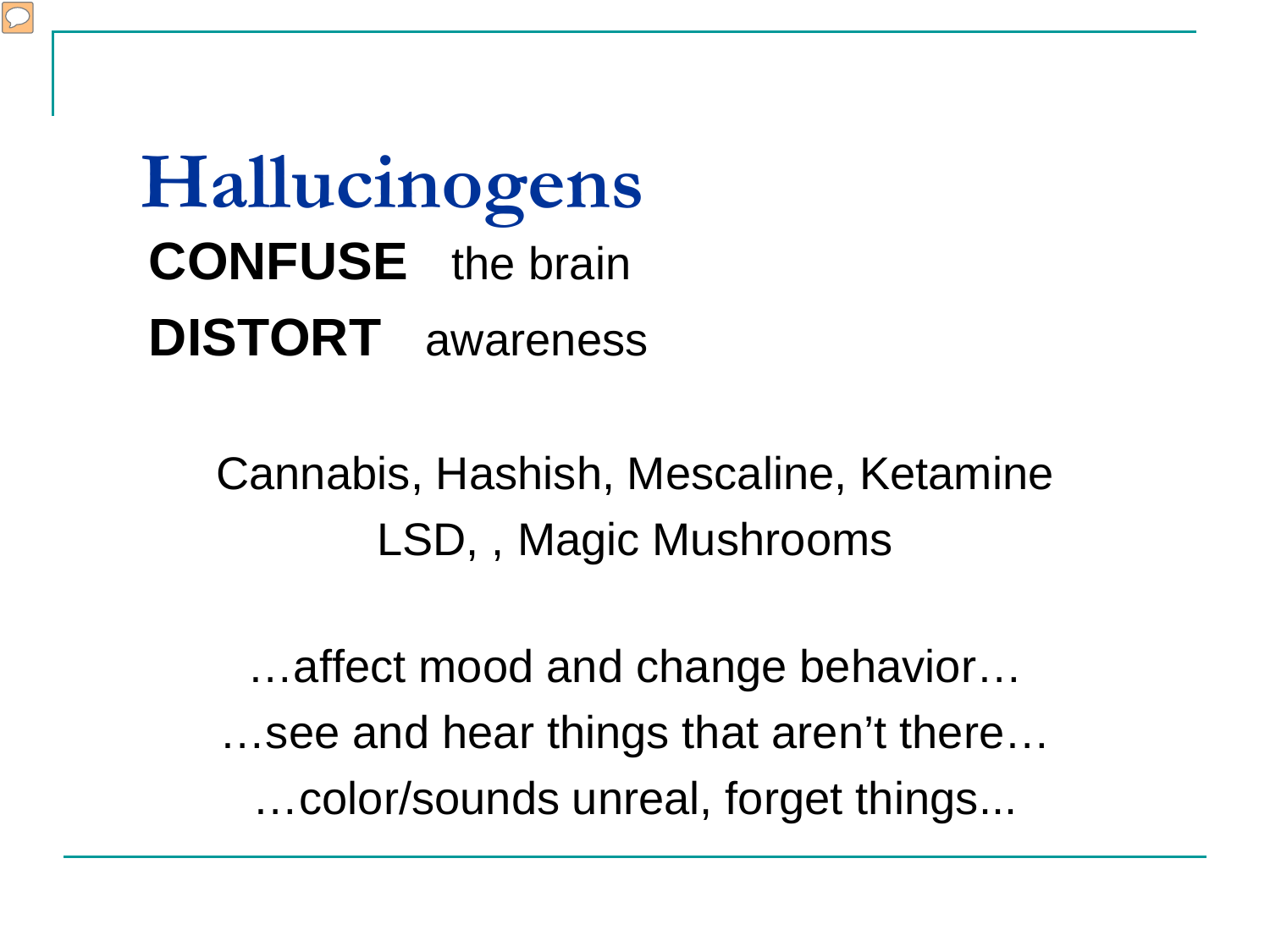# Hallucinogens

**CONFUSE** the brain

**DISTORT** awareness

Cannabis, Hashish, Mescaline, Ketamine
LSD, , Magic Mushrooms

…affect mood and change behavior…
…see and hear things that aren't there…
…color/sounds unreal, forget things...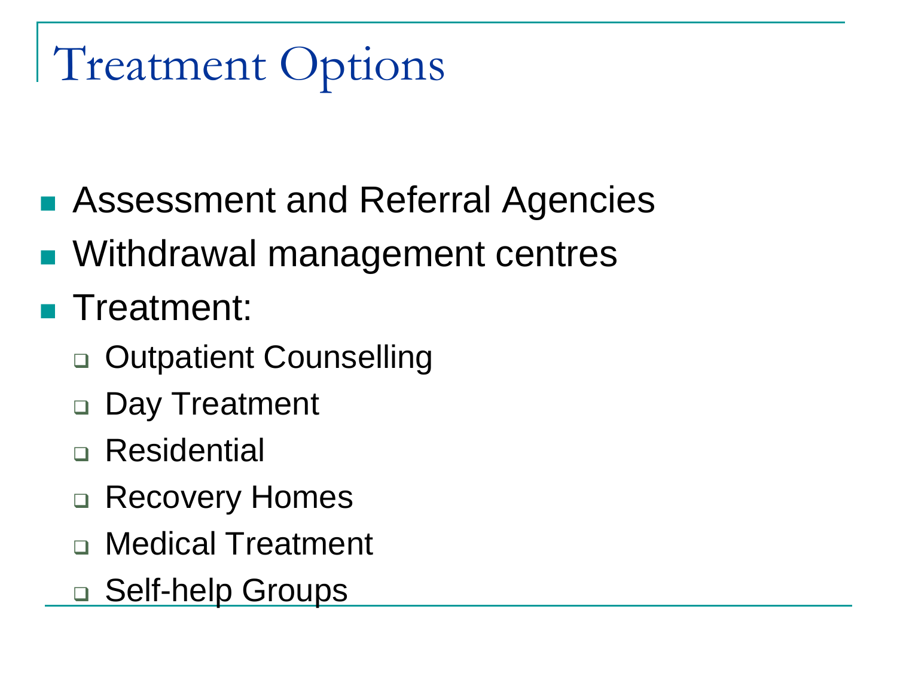# Treatment Options

- Assessment and Referral Agencies
- Withdrawal management centres
- Treatment:
  - Outpatient Counselling
  - Day Treatment
  - Residential
  - Recovery Homes
  - Medical Treatment
  - Self-help Groups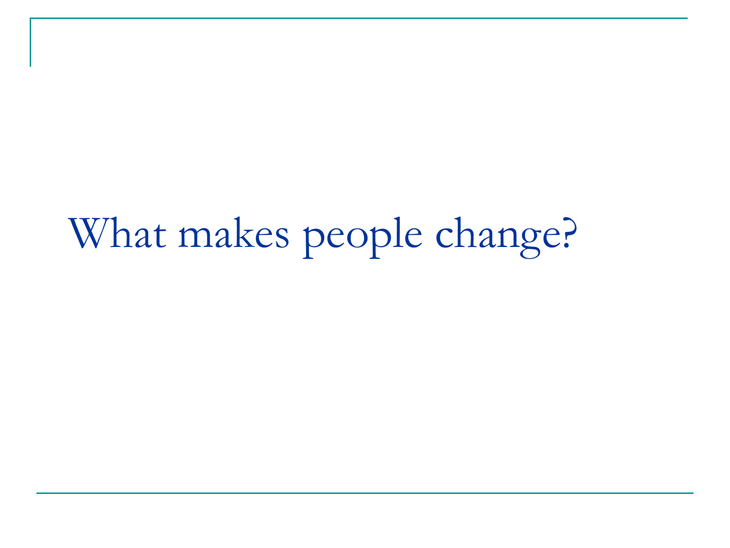# What makes people change?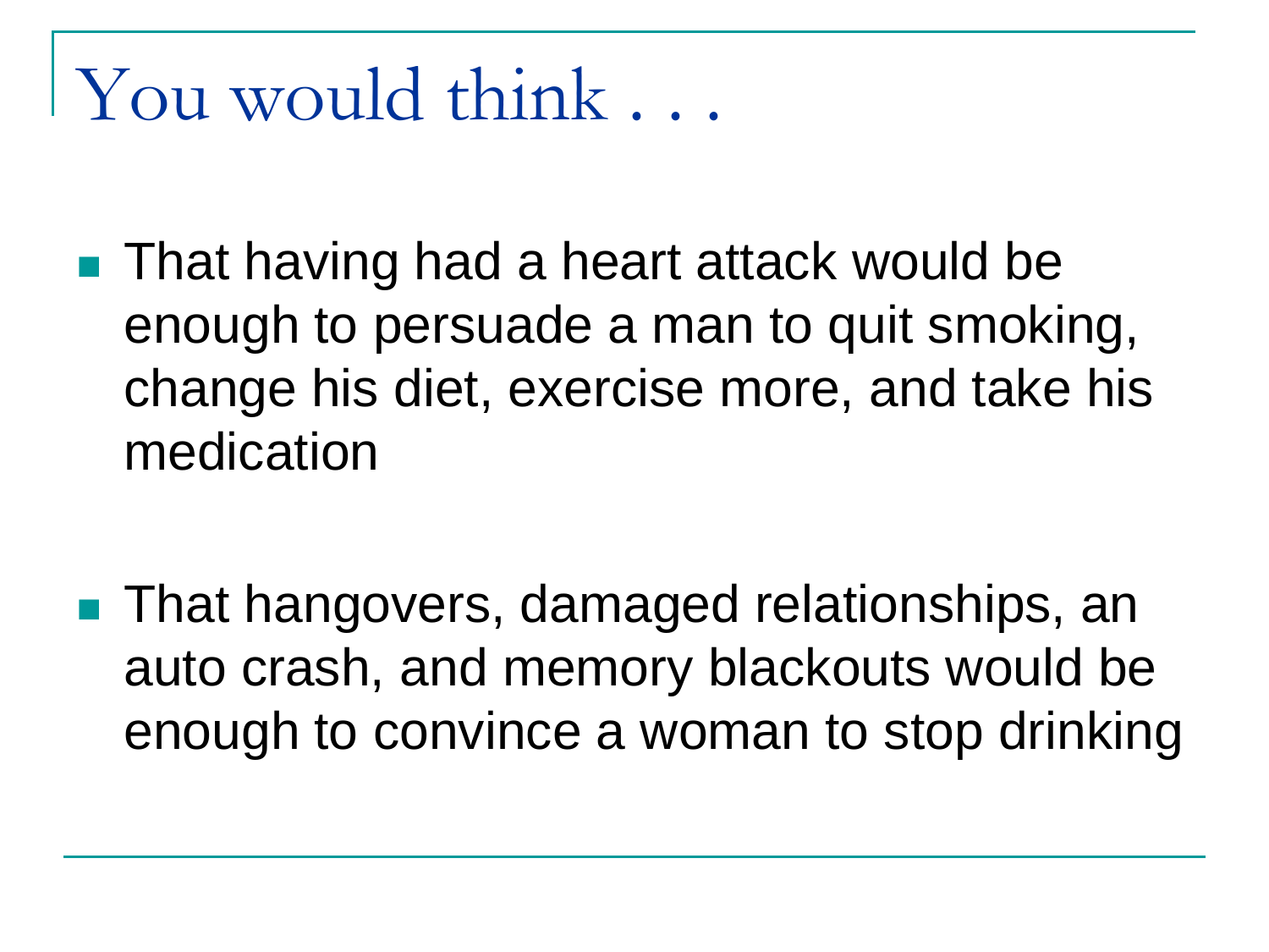# You would think . . .

- That having had a heart attack would be enough to persuade a man to quit smoking, change his diet, exercise more, and take his medication

- That hangovers, damaged relationships, an auto crash, and memory blackouts would be enough to convince a woman to stop drinking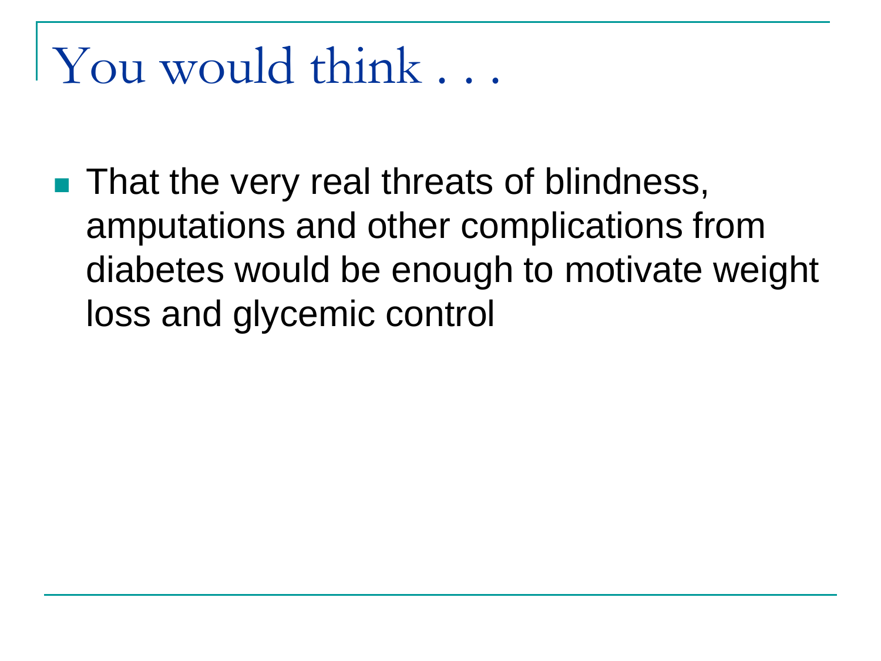# You would think . . .

- That the very real threats of blindness, amputations and other complications from diabetes would be enough to motivate weight loss and glycemic control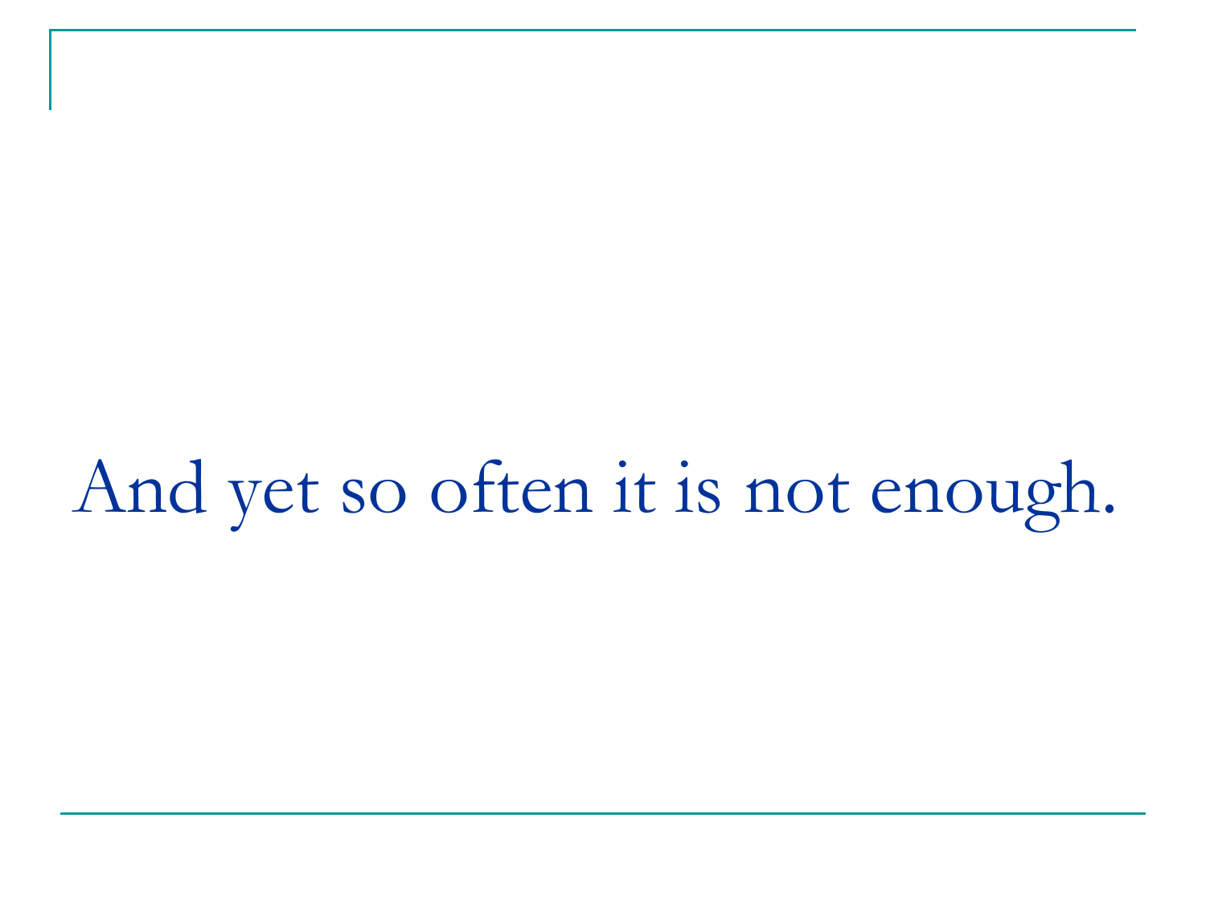And yet so often it is not enough.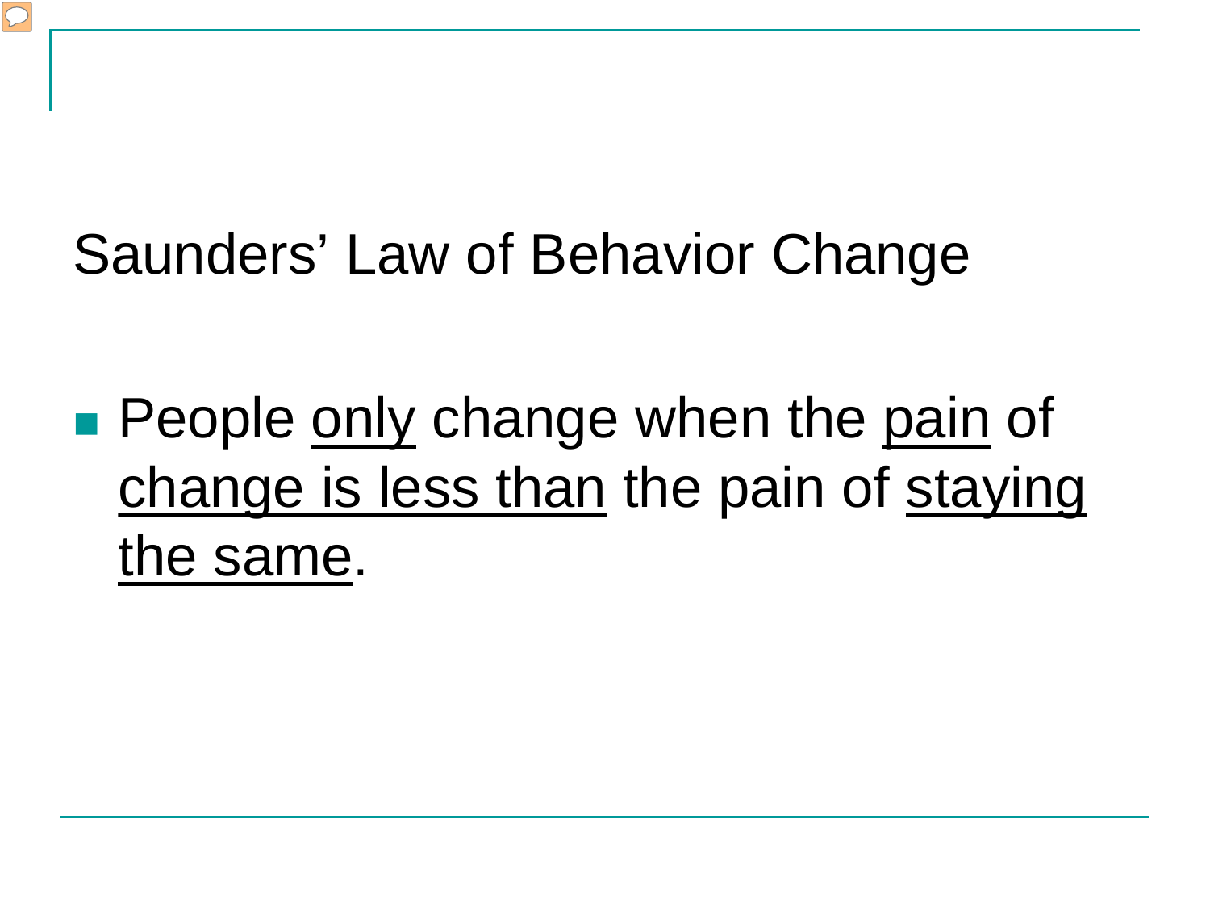# Saunders' Law of Behavior Change

- People <u>only</u> change when the <u>pain</u> of <u>change is less than</u> the pain of <u>staying the same</u>.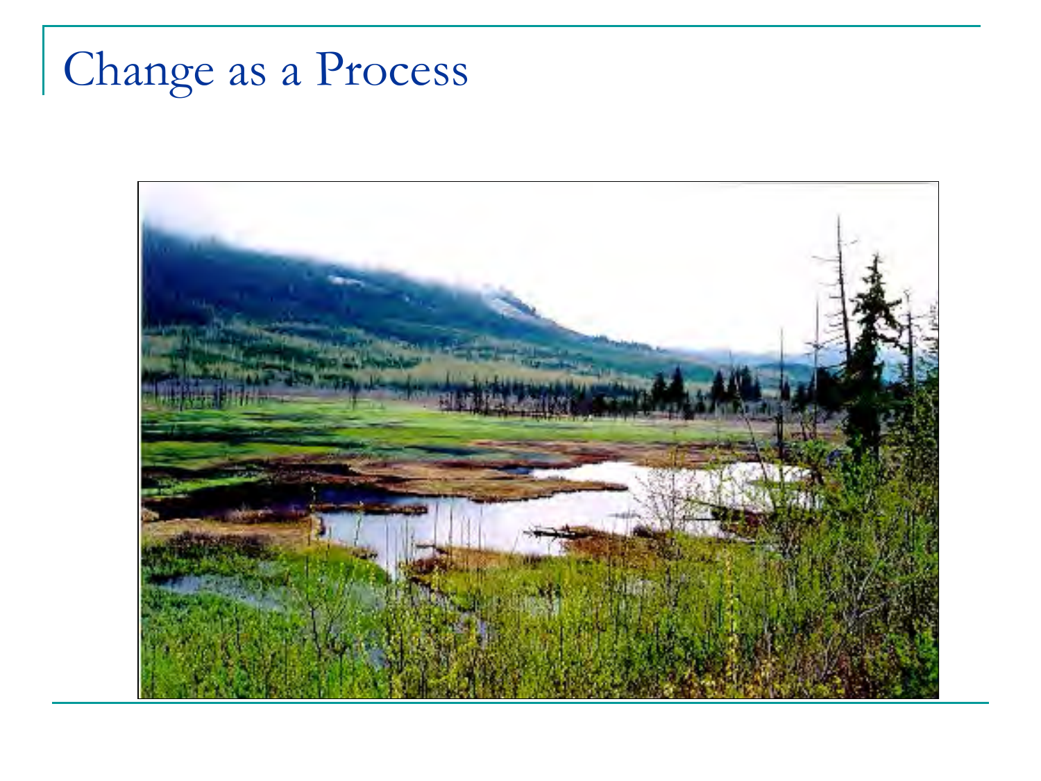# Change as a Process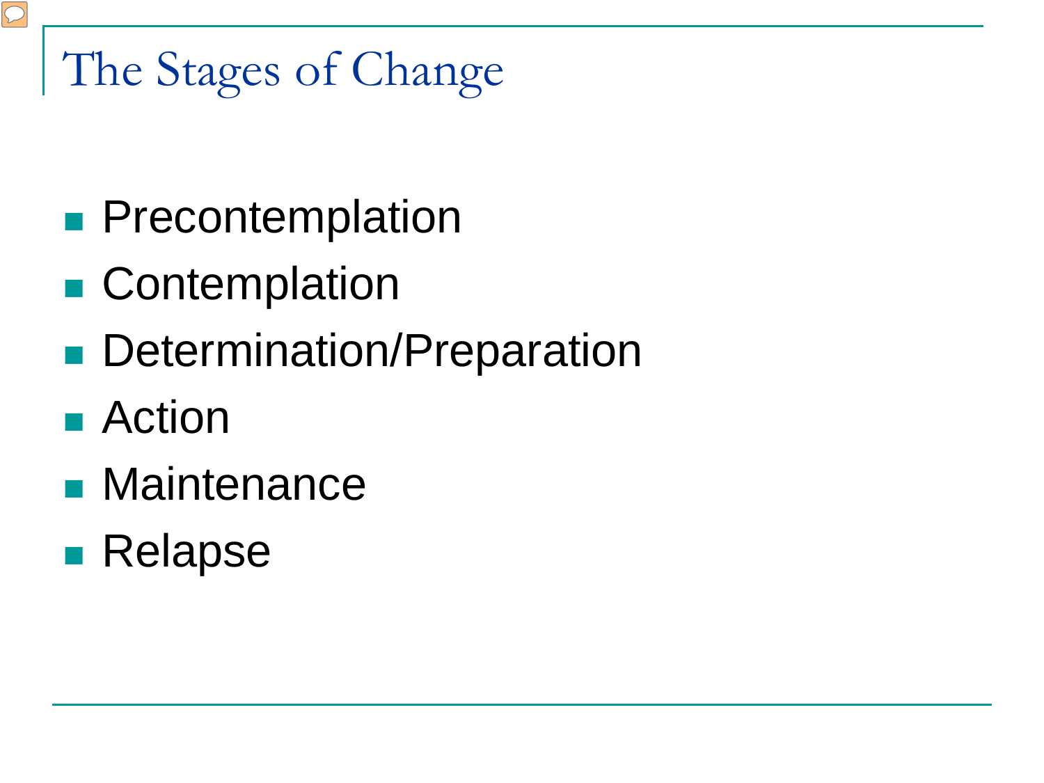# The Stages of Change

- Precontemplation
- Contemplation
- Determination/Preparation
- Action
- Maintenance
- Relapse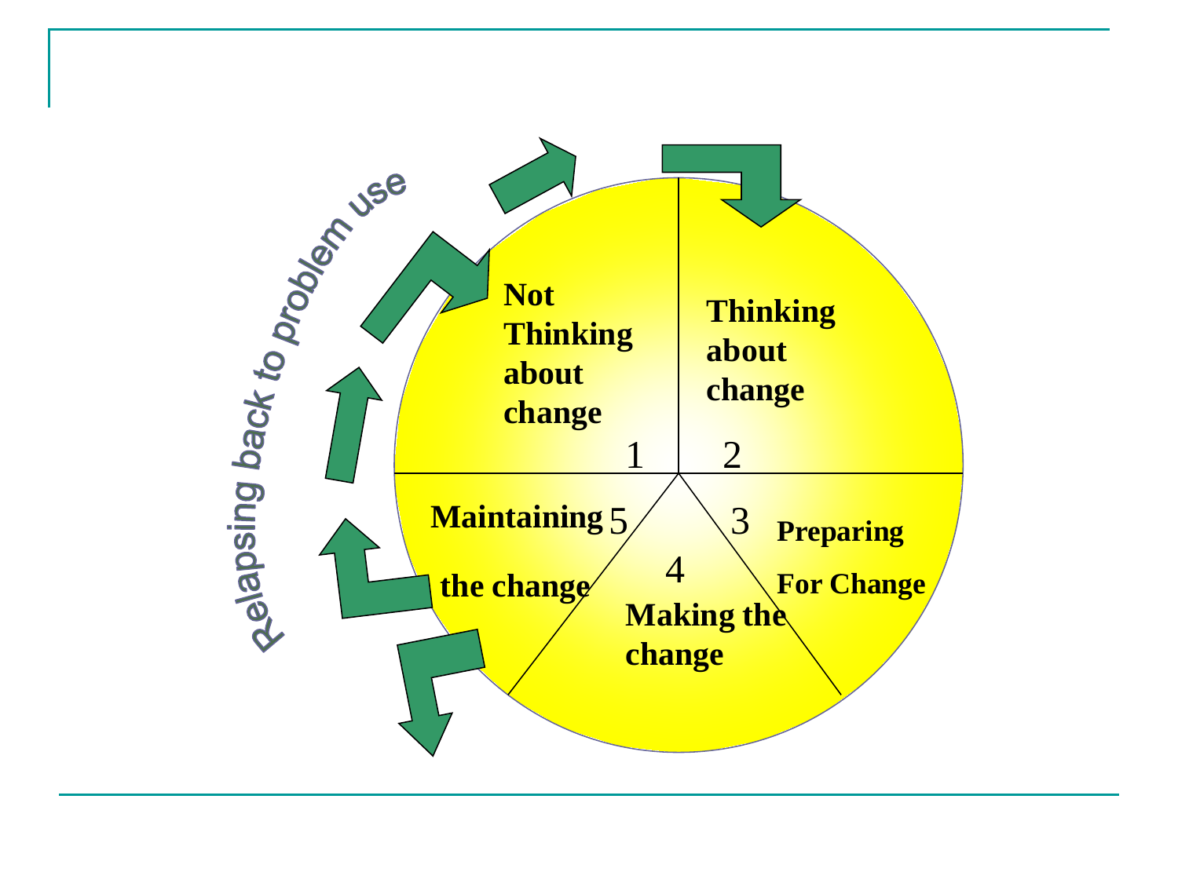Relapsing back to problem use

1 Not Thinking about change

2 Thinking about change

3 Preparing For Change

4 Making the change

5 Maintaining the change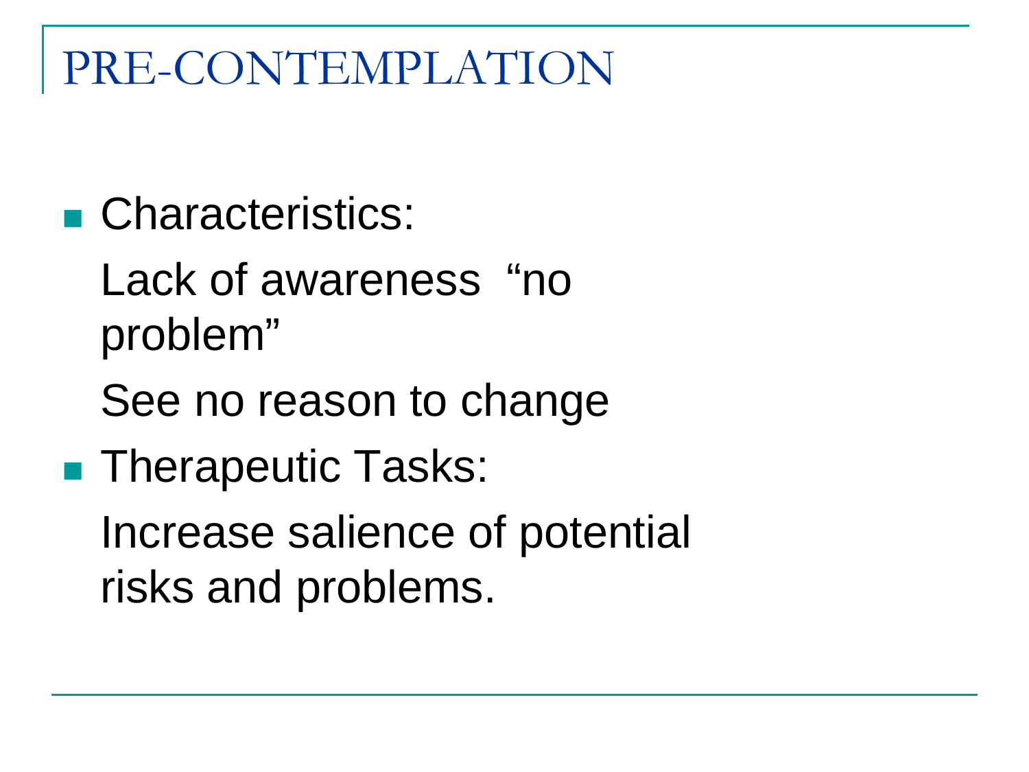# PRE-CONTEMPLATION

- Characteristics:

  Lack of awareness “no problem”

  See no reason to change

- Therapeutic Tasks:

  Increase salience of potential risks and problems.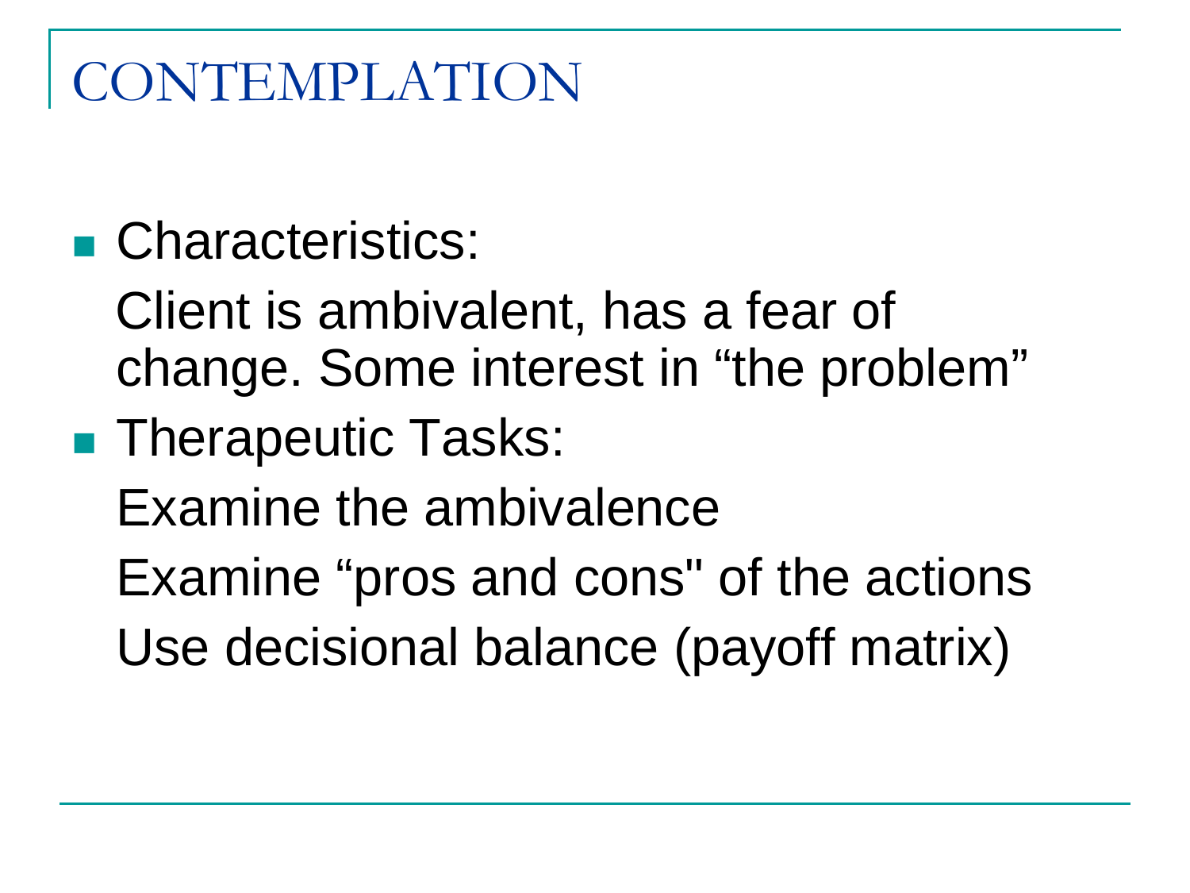# CONTEMPLATION

- Characteristics:

  Client is ambivalent, has a fear of change. Some interest in “the problem”

- Therapeutic Tasks:

  Examine the ambivalence

  Examine “pros and cons" of the actions

  Use decisional balance (payoff matrix)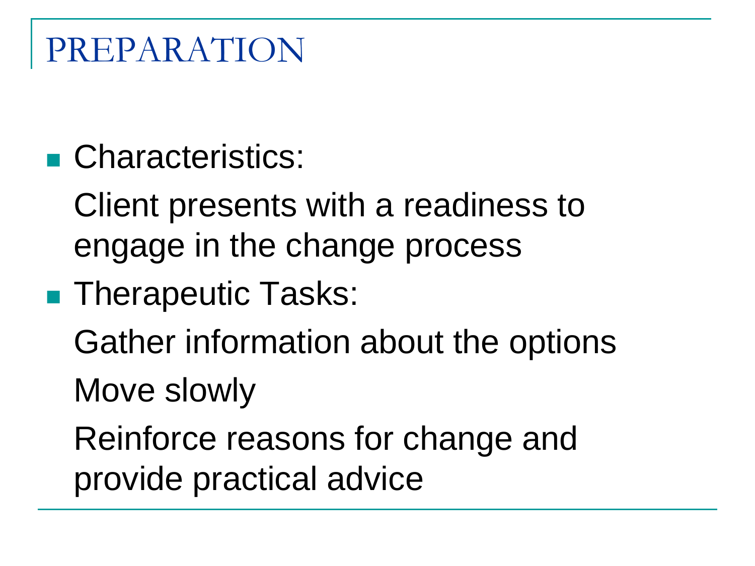# PREPARATION

- Characteristics:

  Client presents with a readiness to engage in the change process

- Therapeutic Tasks:

  Gather information about the options

  Move slowly

  Reinforce reasons for change and provide practical advice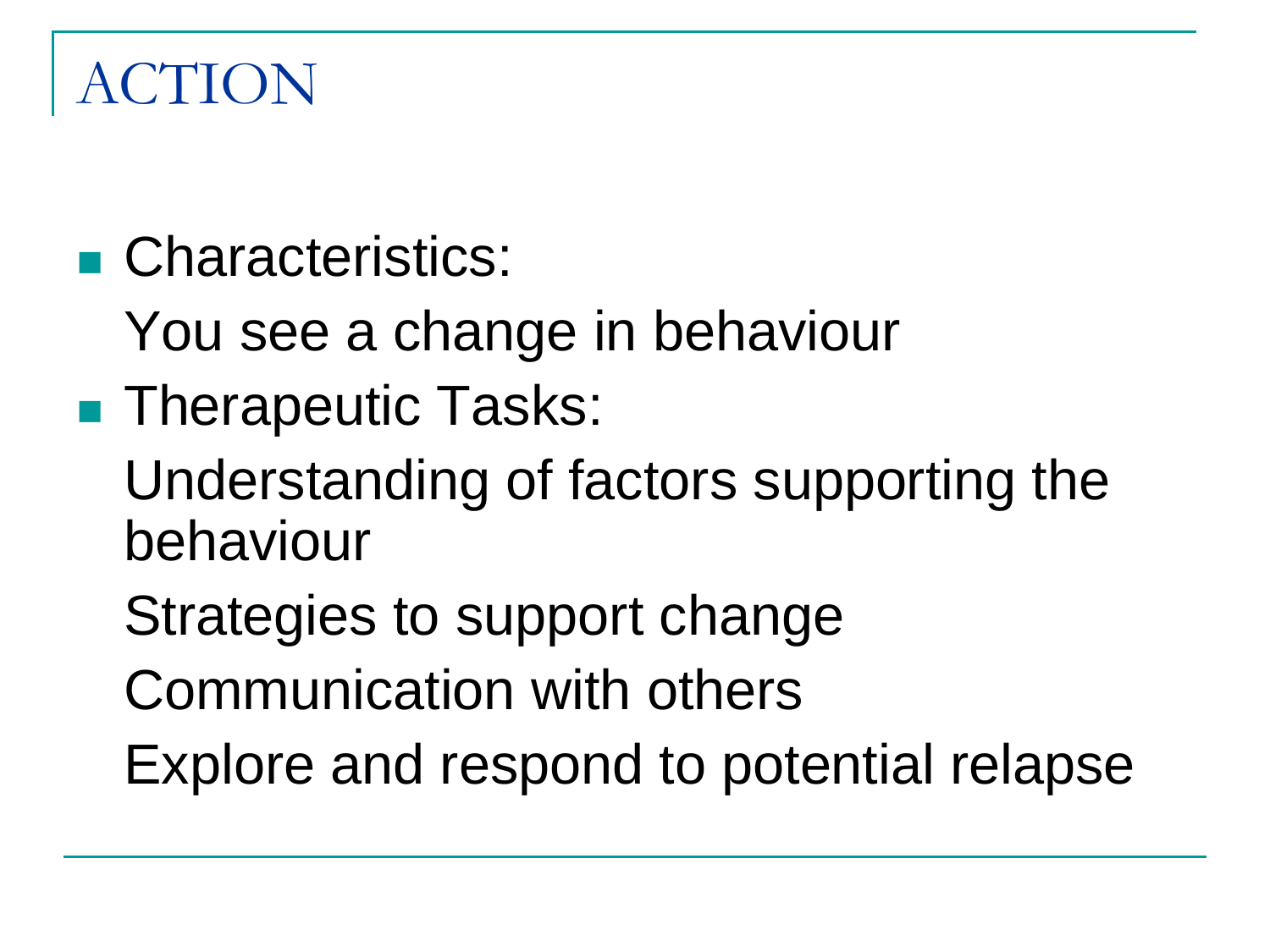# ACTION

- Characteristics:

  You see a change in behaviour

- Therapeutic Tasks:

  Understanding of factors supporting the behaviour

  Strategies to support change

  Communication with others

  Explore and respond to potential relapse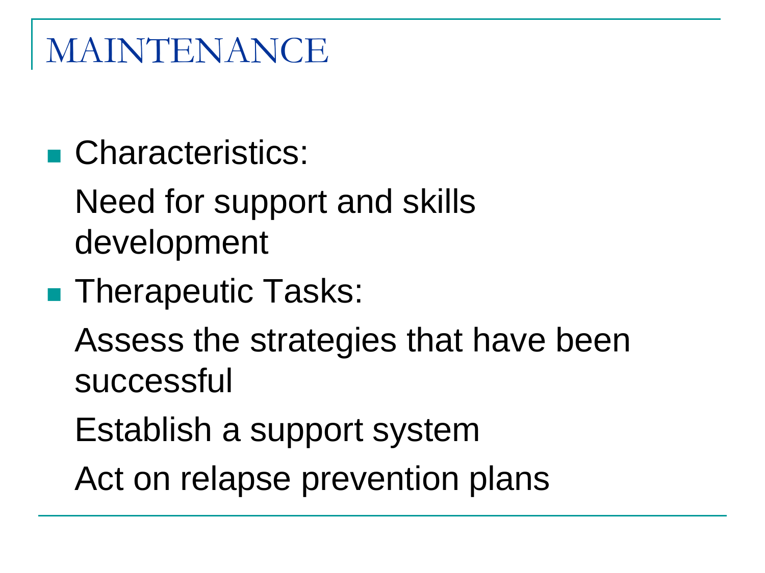# MAINTENANCE

- Characteristics:

  Need for support and skills development

- Therapeutic Tasks:

  Assess the strategies that have been successful

  Establish a support system

  Act on relapse prevention plans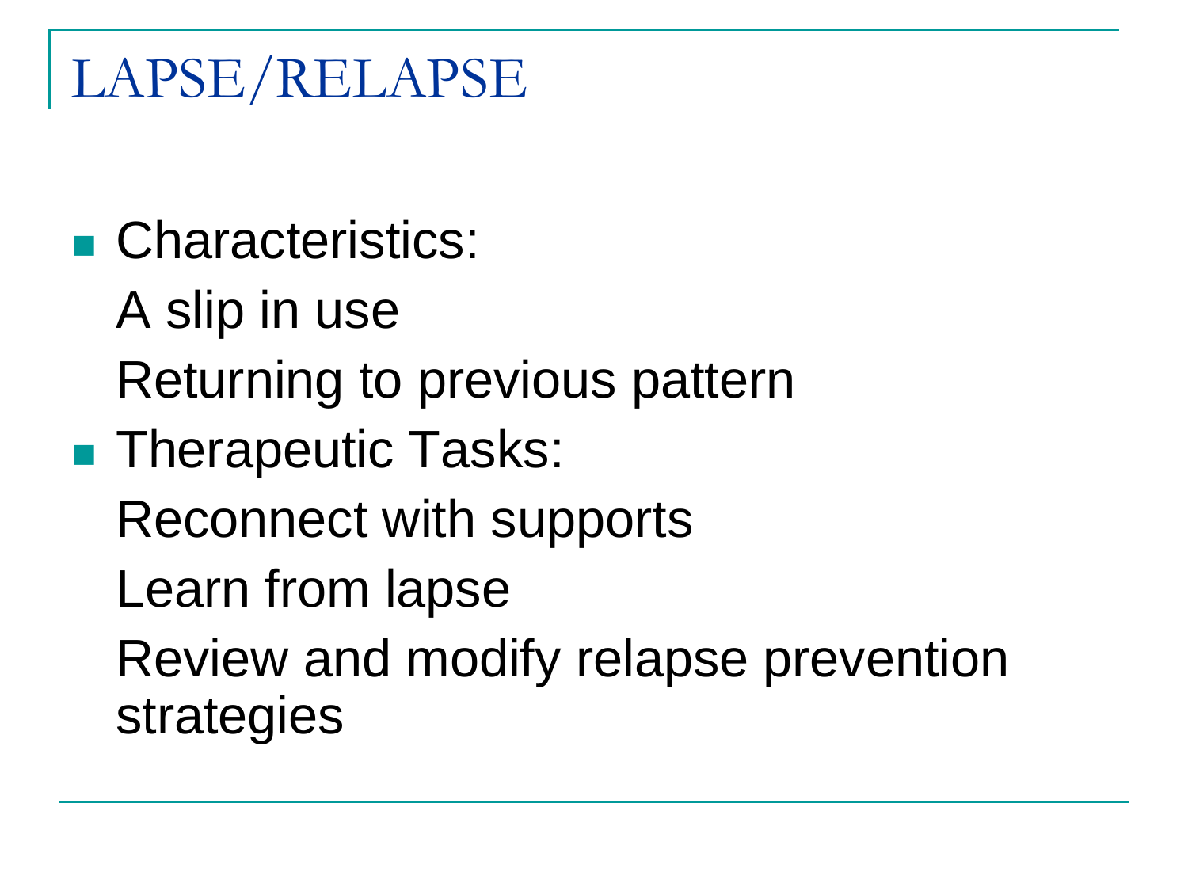# LAPSE/RELAPSE

- Characteristics:

  A slip in use

  Returning to previous pattern

- Therapeutic Tasks:

  Reconnect with supports

  Learn from lapse

  Review and modify relapse prevention strategies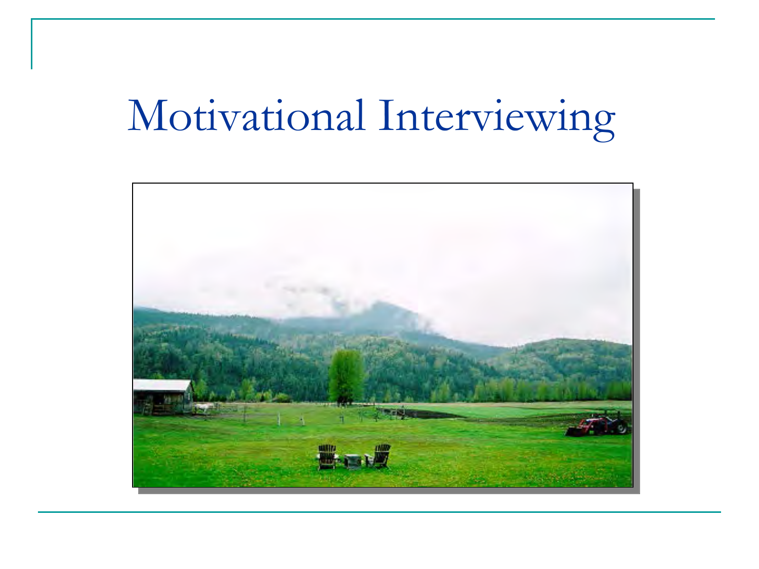# Motivational Interviewing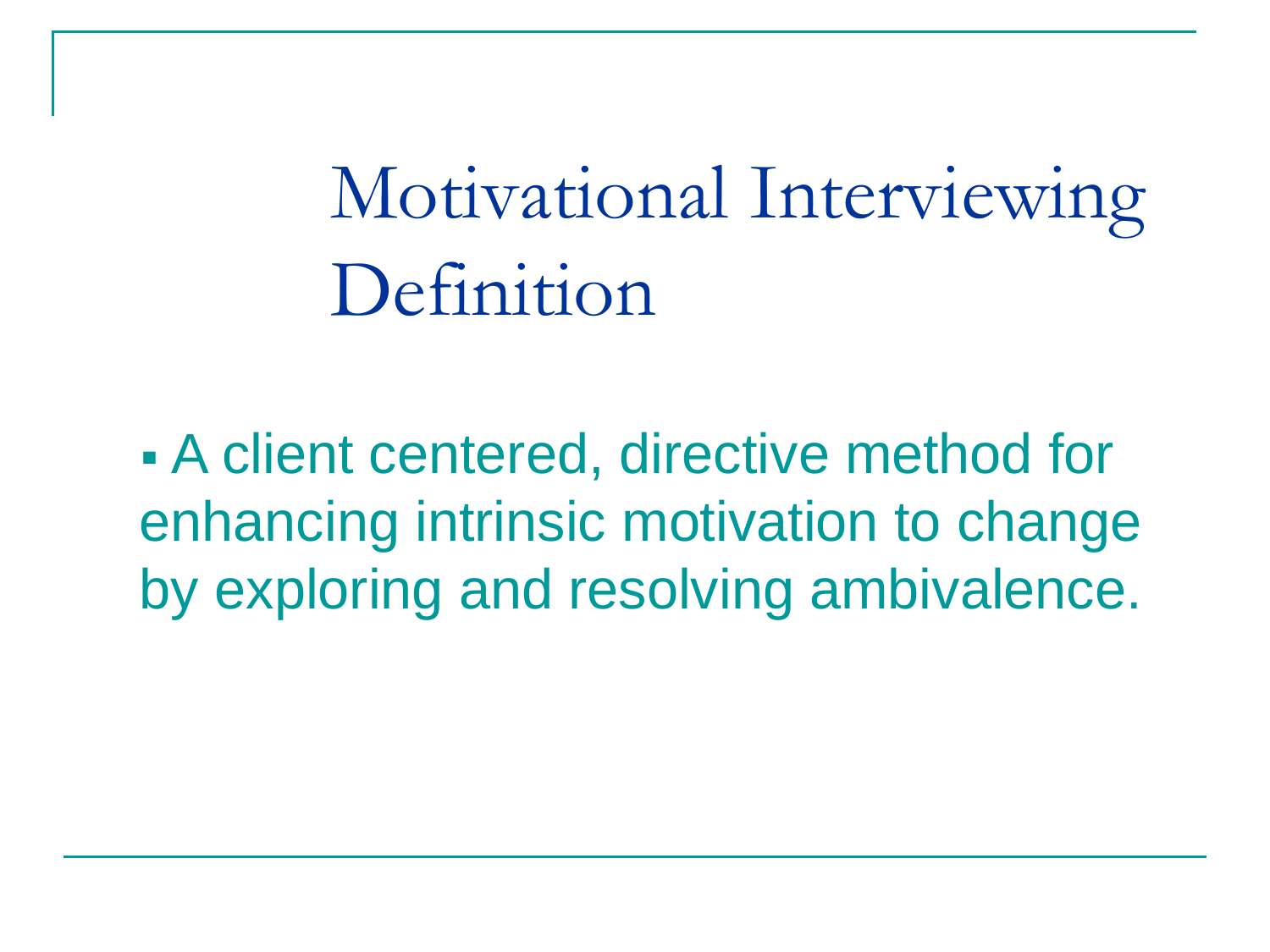# Motivational Interviewing Definition

- A client centered, directive method for enhancing intrinsic motivation to change by exploring and resolving ambivalence.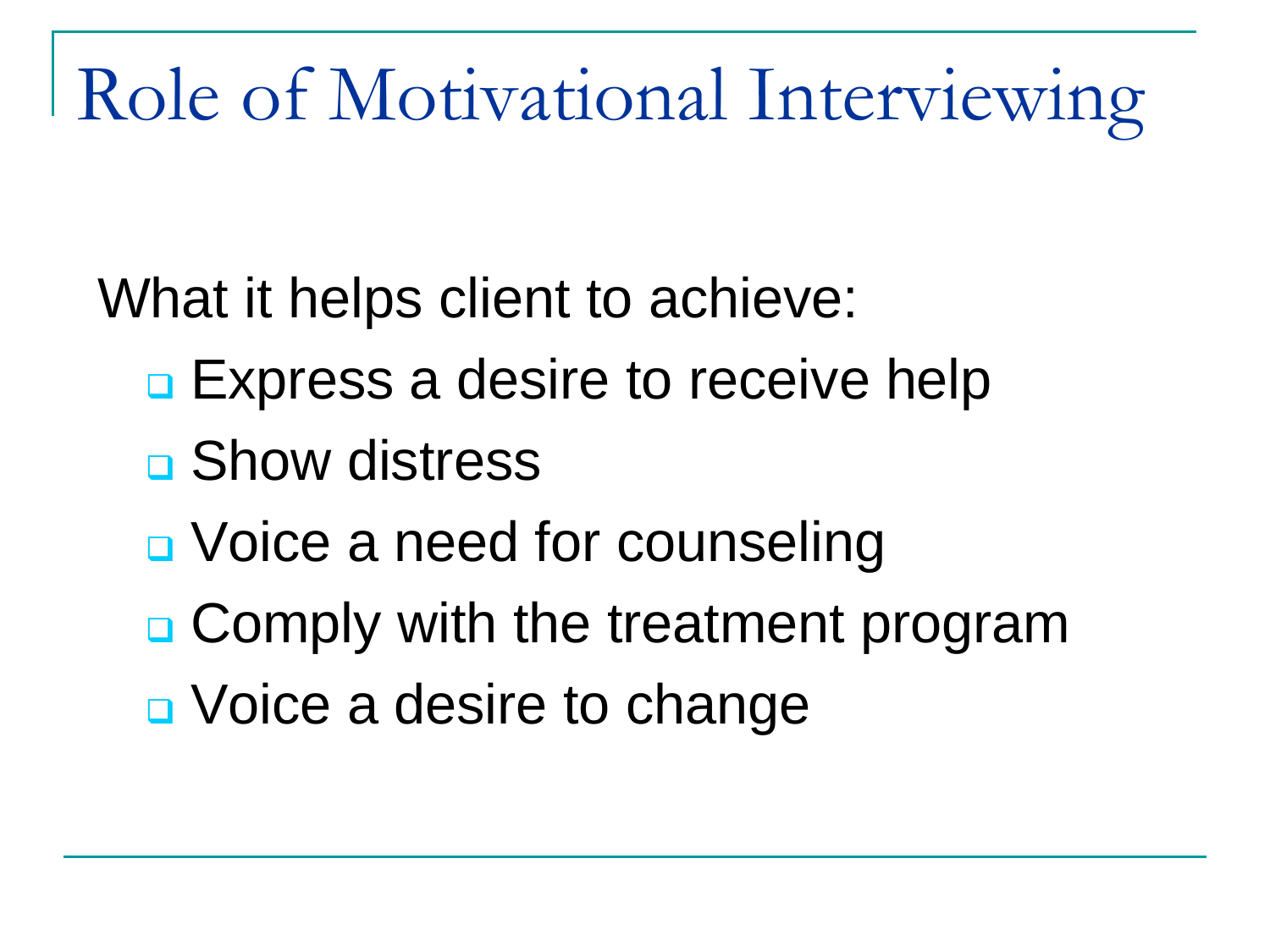# Role of Motivational Interviewing

What it helps client to achieve:

- Express a desire to receive help
- Show distress
- Voice a need for counseling
- Comply with the treatment program
- Voice a desire to change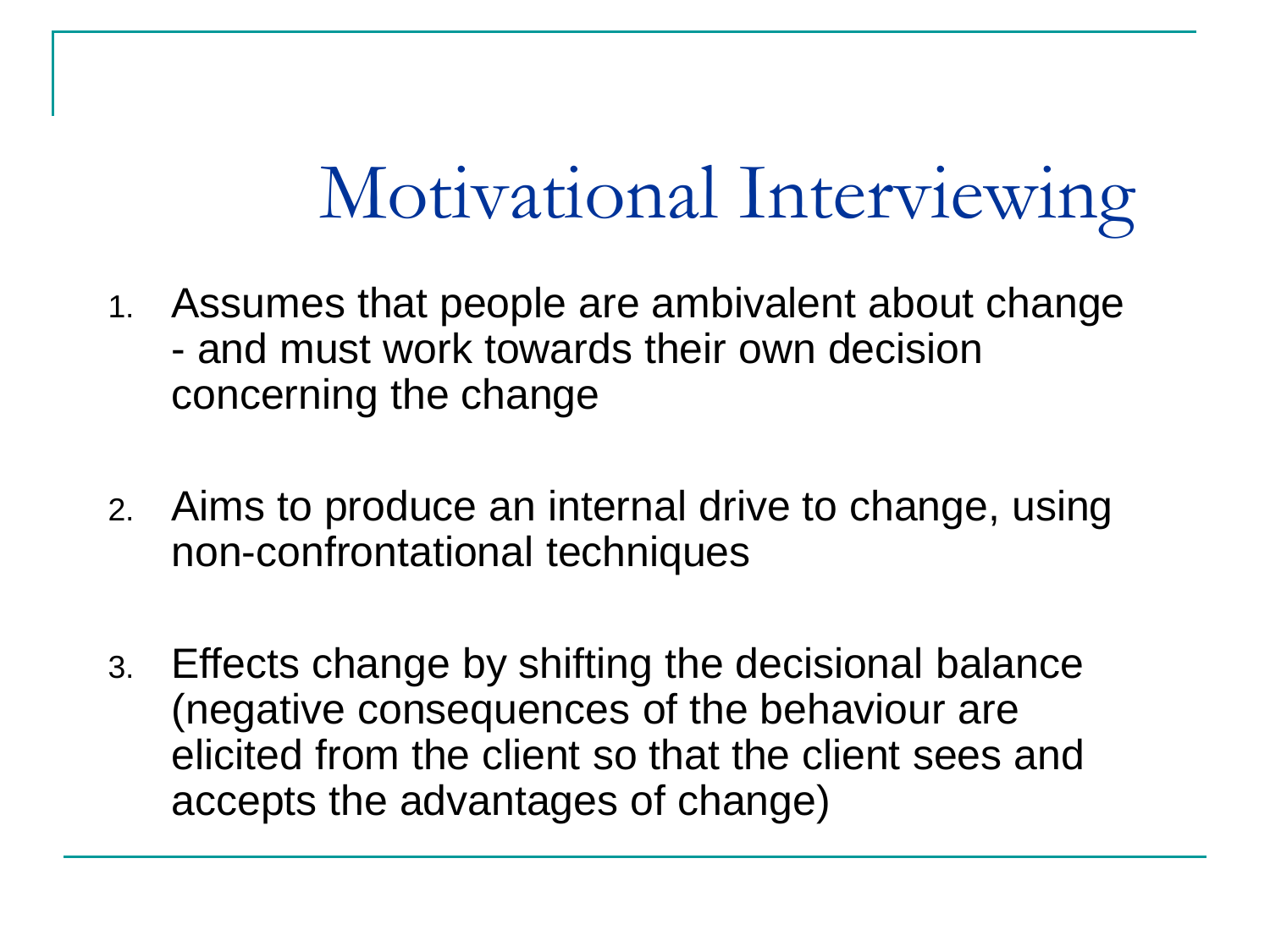# Motivational Interviewing

1. Assumes that people are ambivalent about change - and must work towards their own decision concerning the change

2. Aims to produce an internal drive to change, using non-confrontational techniques

3. Effects change by shifting the decisional balance (negative consequences of the behaviour are elicited from the client so that the client sees and accepts the advantages of change)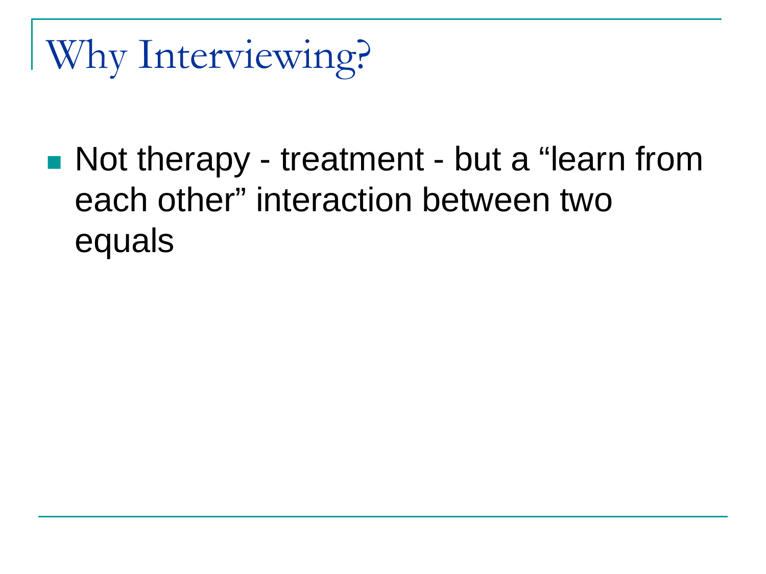# Why Interviewing?

- Not therapy - treatment - but a “learn from each other” interaction between two equals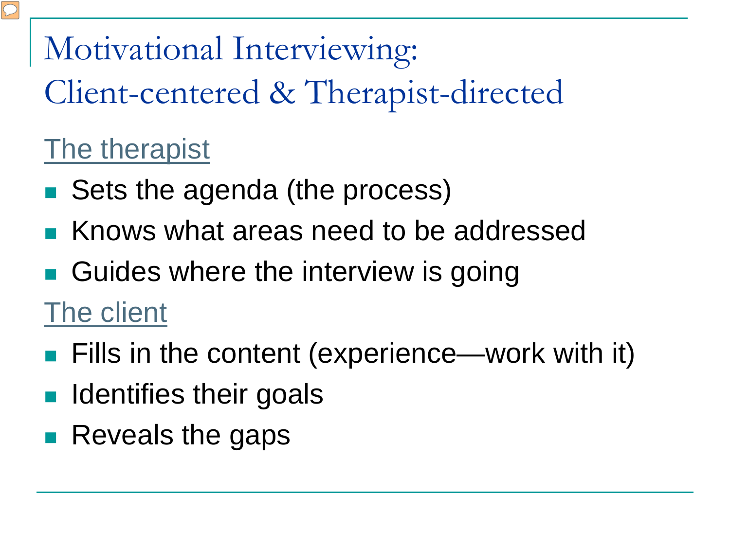# Motivational Interviewing: Client-centered & Therapist-directed

The therapist

- Sets the agenda (the process)
- Knows what areas need to be addressed
- Guides where the interview is going

The client

- Fills in the content (experience—work with it)
- Identifies their goals
- Reveals the gaps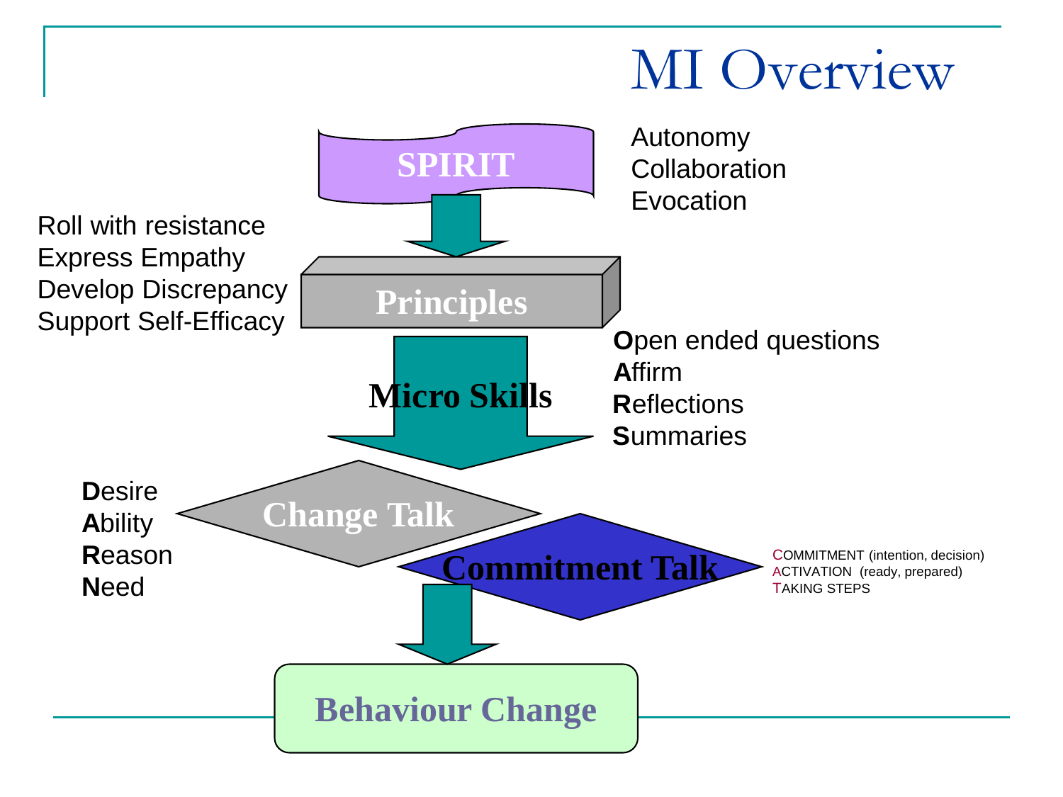# MI Overview

**SPIRIT**

Autonomy
Collaboration
Evocation

Roll with resistance
Express Empathy
Develop Discrepancy
Support Self-Efficacy

**Principles**

**Micro Skills**

**O**pen ended questions
**A**ffirm
**R**eflections
**S**ummaries

**Change Talk**

**D**esire
**A**bility
**R**eason
**N**eed

**Commitment Talk**

COMMITMENT (intention, decision)
ACTIVATION (ready, prepared)
TAKING STEPS

**Behaviour Change**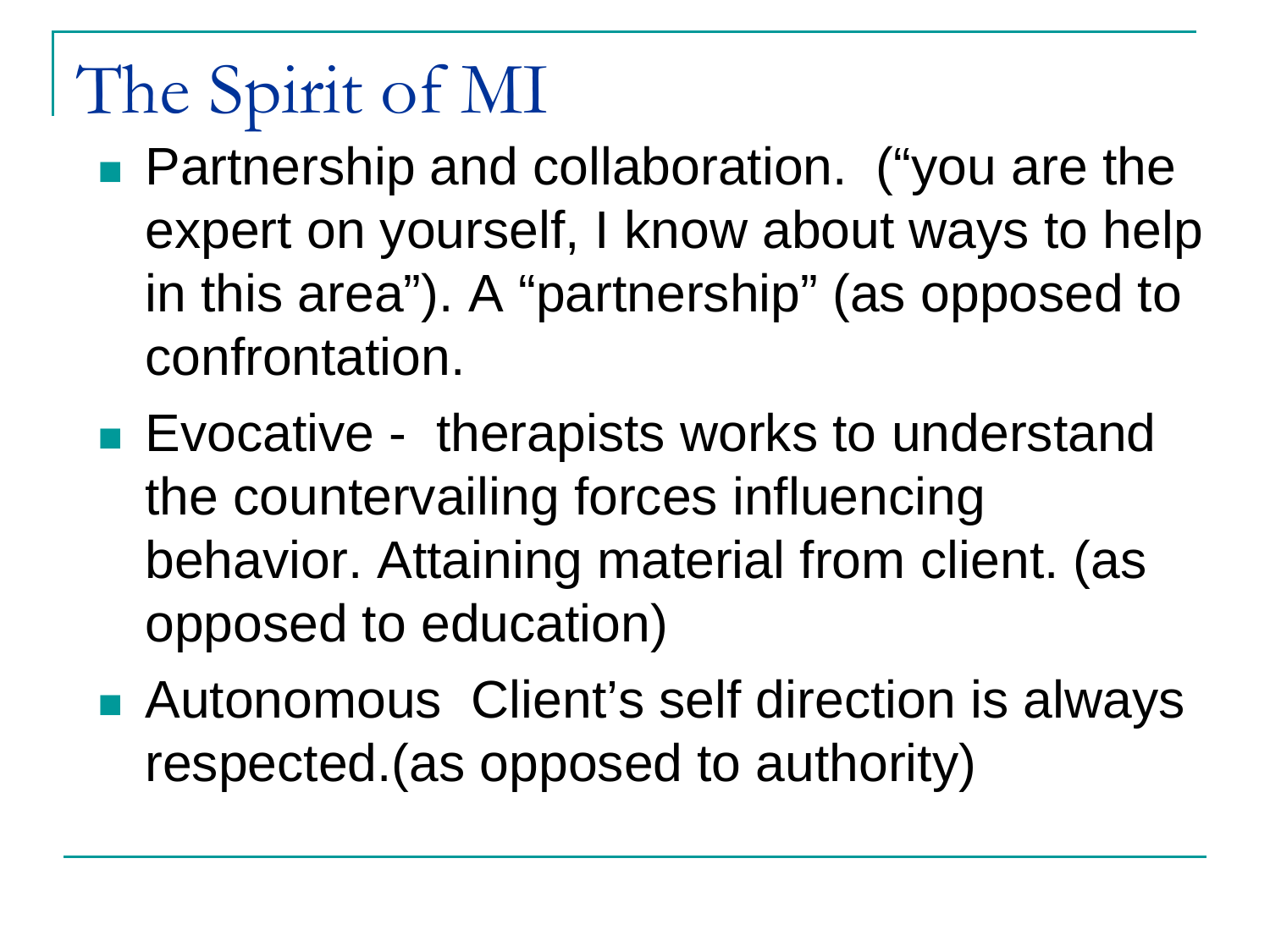# The Spirit of MI

- Partnership and collaboration. ("you are the expert on yourself, I know about ways to help in this area"). A "partnership" (as opposed to confrontation.
- Evocative - therapists works to understand the countervailing forces influencing behavior. Attaining material from client. (as opposed to education)
- Autonomous Client's self direction is always respected.(as opposed to authority)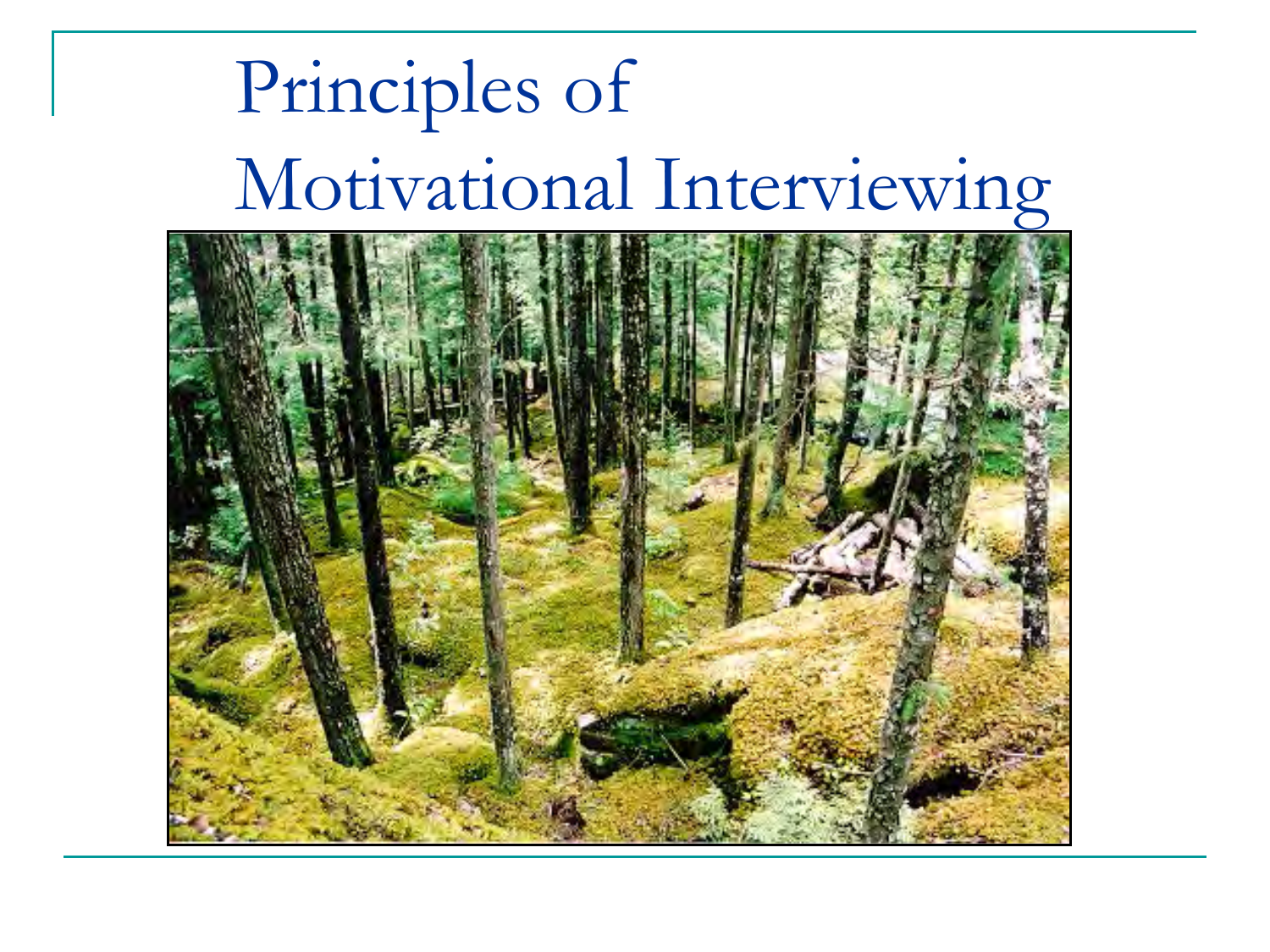# Principles of Motivational Interviewing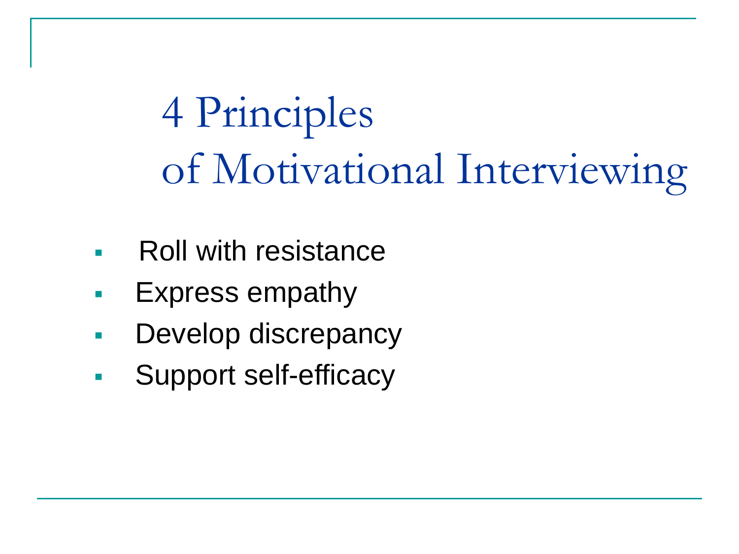# 4 Principles of Motivational Interviewing

- Roll with resistance
- Express empathy
- Develop discrepancy
- Support self-efficacy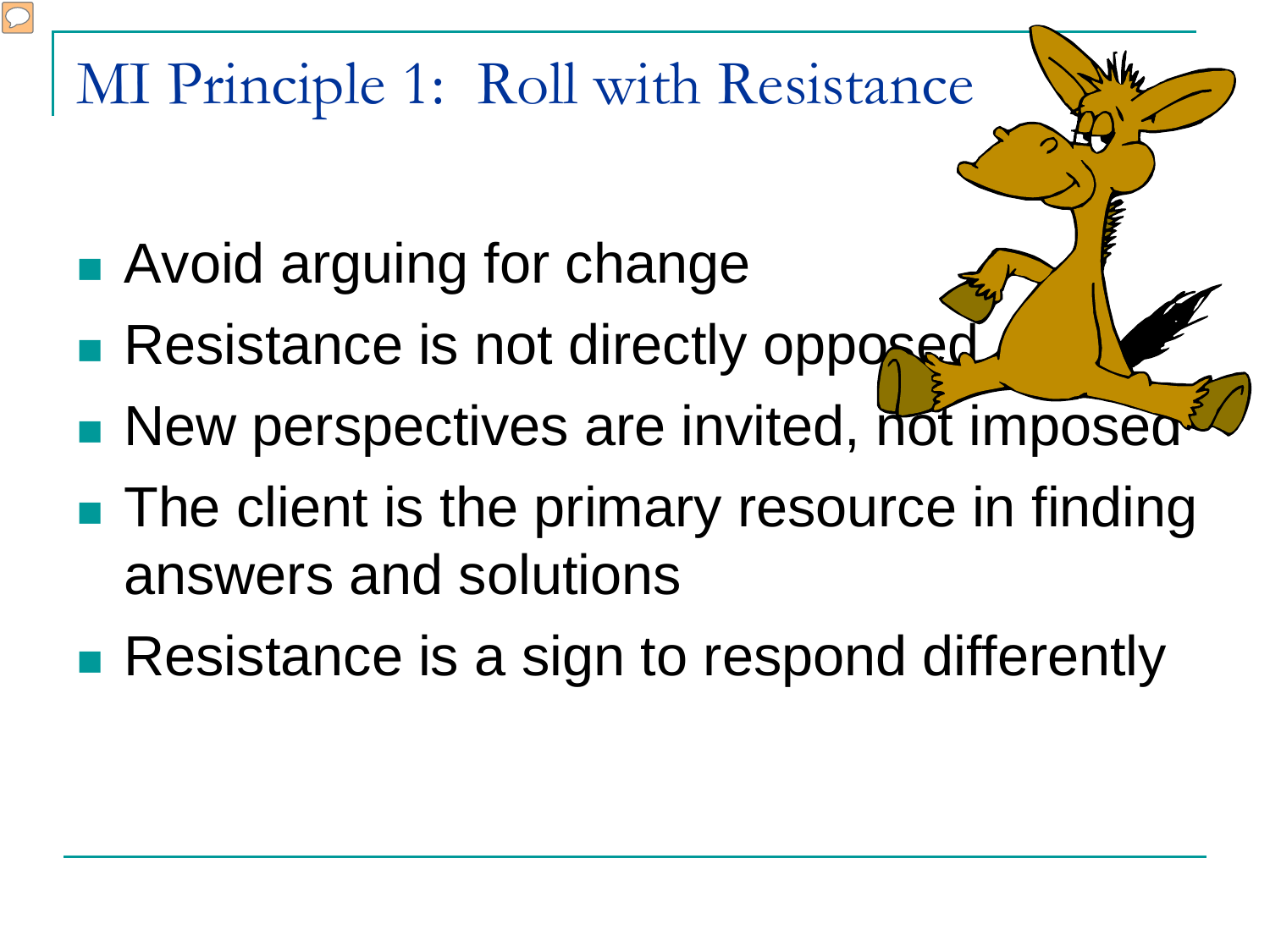# MI Principle 1: Roll with Resistance

- Avoid arguing for change
- Resistance is not directly opposed
- New perspectives are invited, not imposed
- The client is the primary resource in finding answers and solutions
- Resistance is a sign to respond differently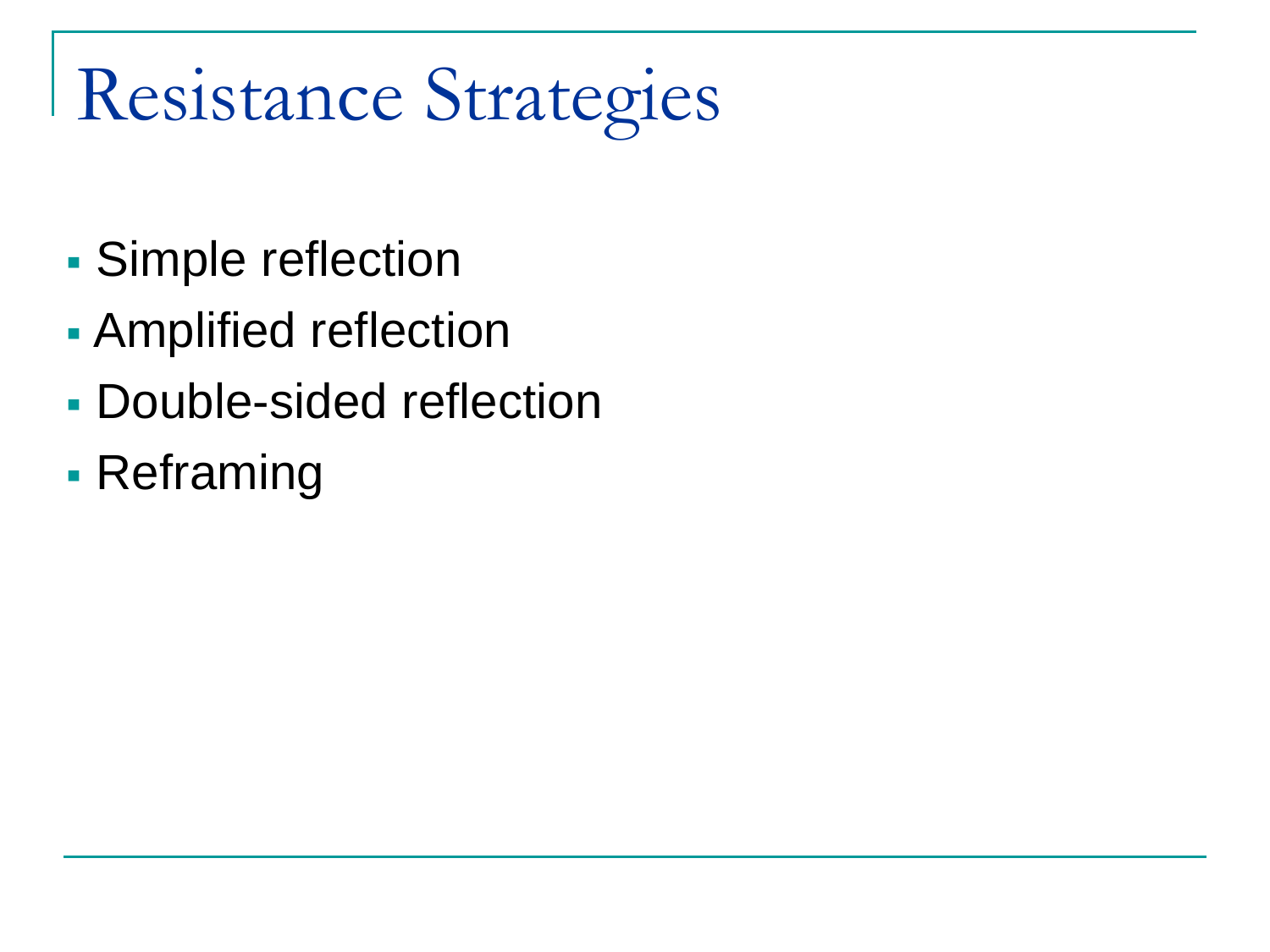# Resistance Strategies

- Simple reflection
- Amplified reflection
- Double-sided reflection
- Reframing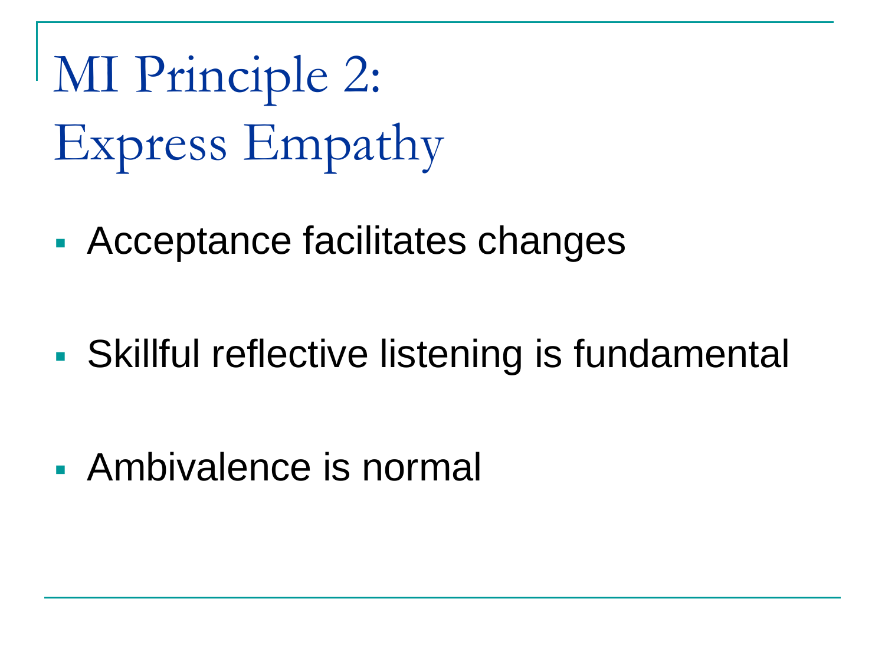# MI Principle 2: Express Empathy

- Acceptance facilitates changes
- Skillful reflective listening is fundamental
- Ambivalence is normal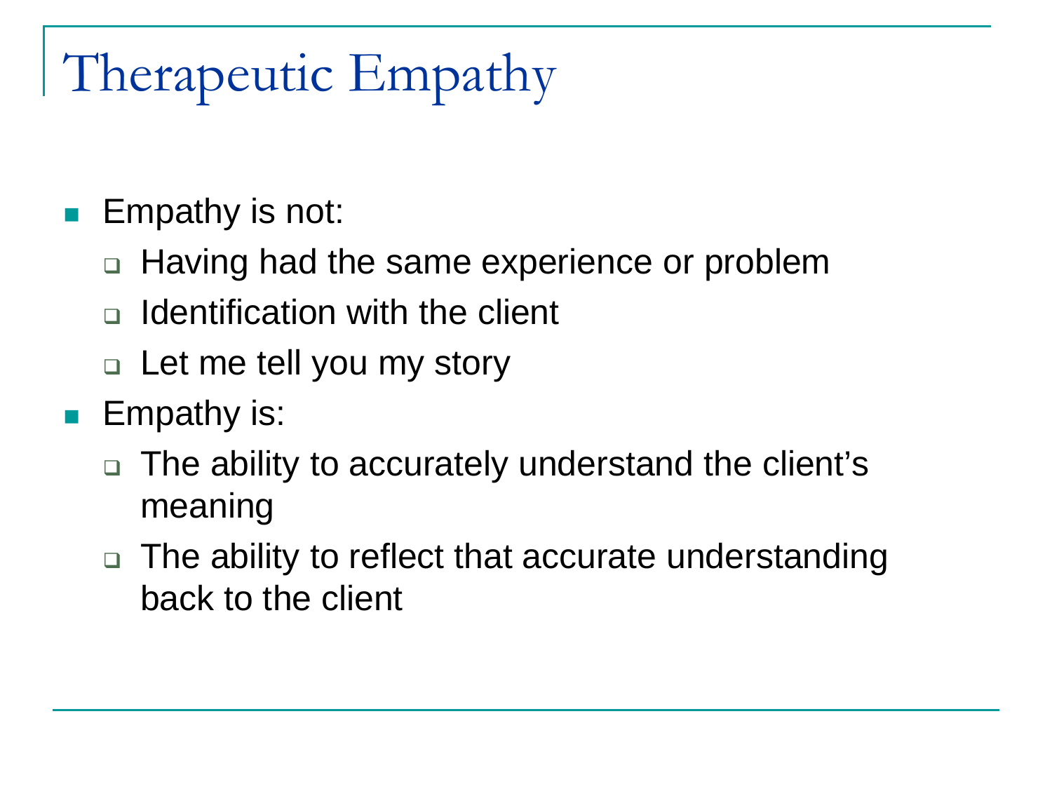# Therapeutic Empathy

- Empathy is not:
  - Having had the same experience or problem
  - Identification with the client
  - Let me tell you my story
- Empathy is:
  - The ability to accurately understand the client's meaning
  - The ability to reflect that accurate understanding back to the client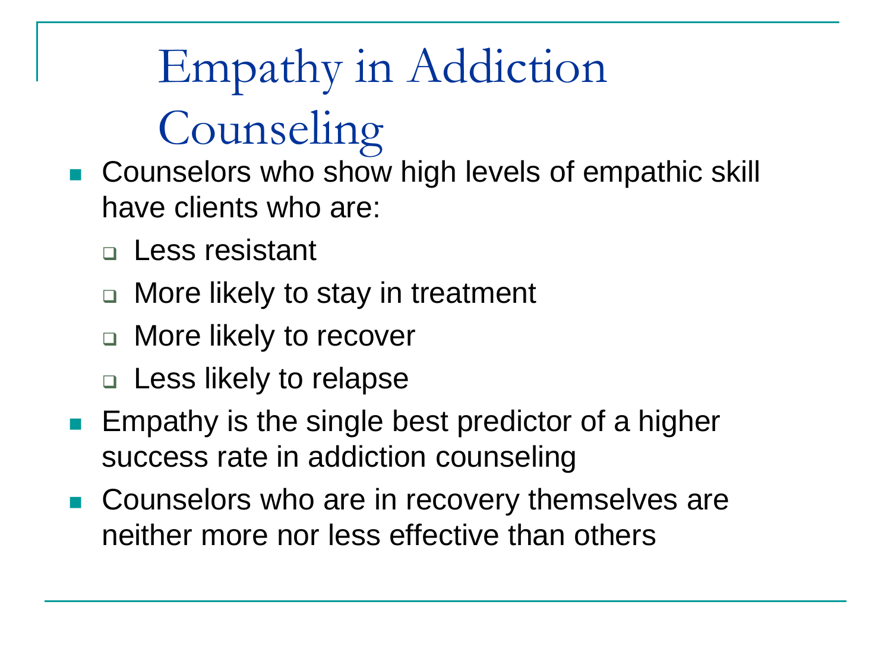# Empathy in Addiction Counseling

- Counselors who show high levels of empathic skill have clients who are:
  - Less resistant
  - More likely to stay in treatment
  - More likely to recover
  - Less likely to relapse
- Empathy is the single best predictor of a higher success rate in addiction counseling
- Counselors who are in recovery themselves are neither more nor less effective than others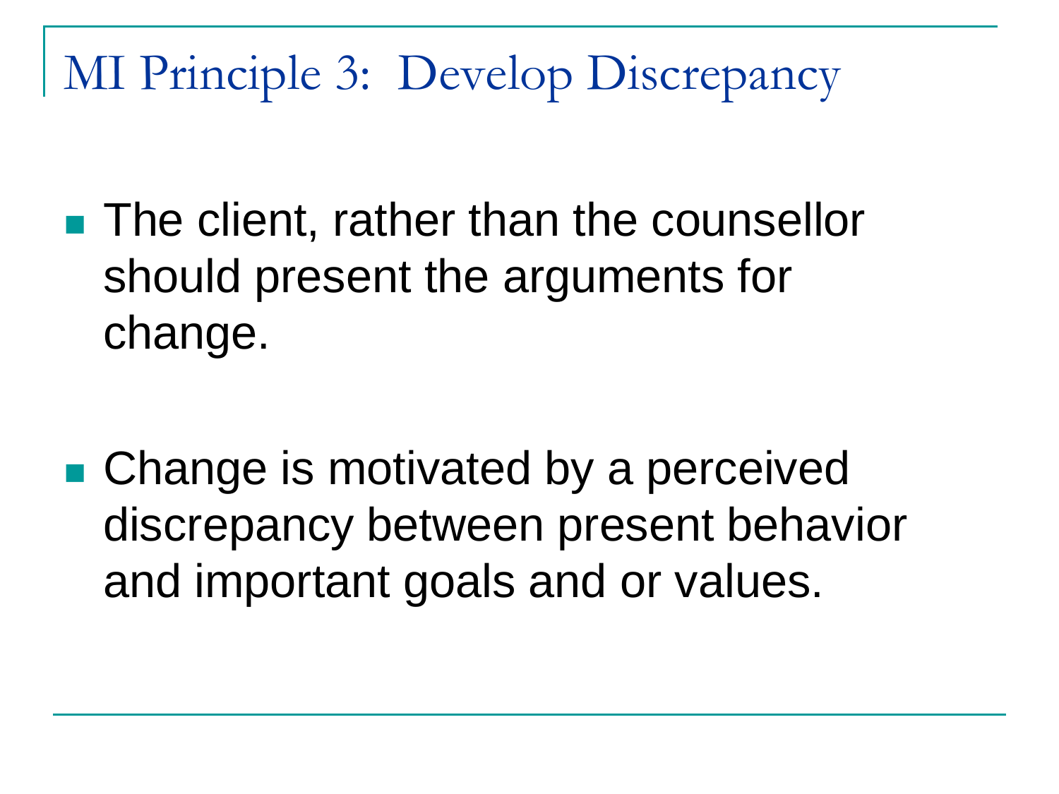# MI Principle 3: Develop Discrepancy

- The client, rather than the counsellor should present the arguments for change.

- Change is motivated by a perceived discrepancy between present behavior and important goals and or values.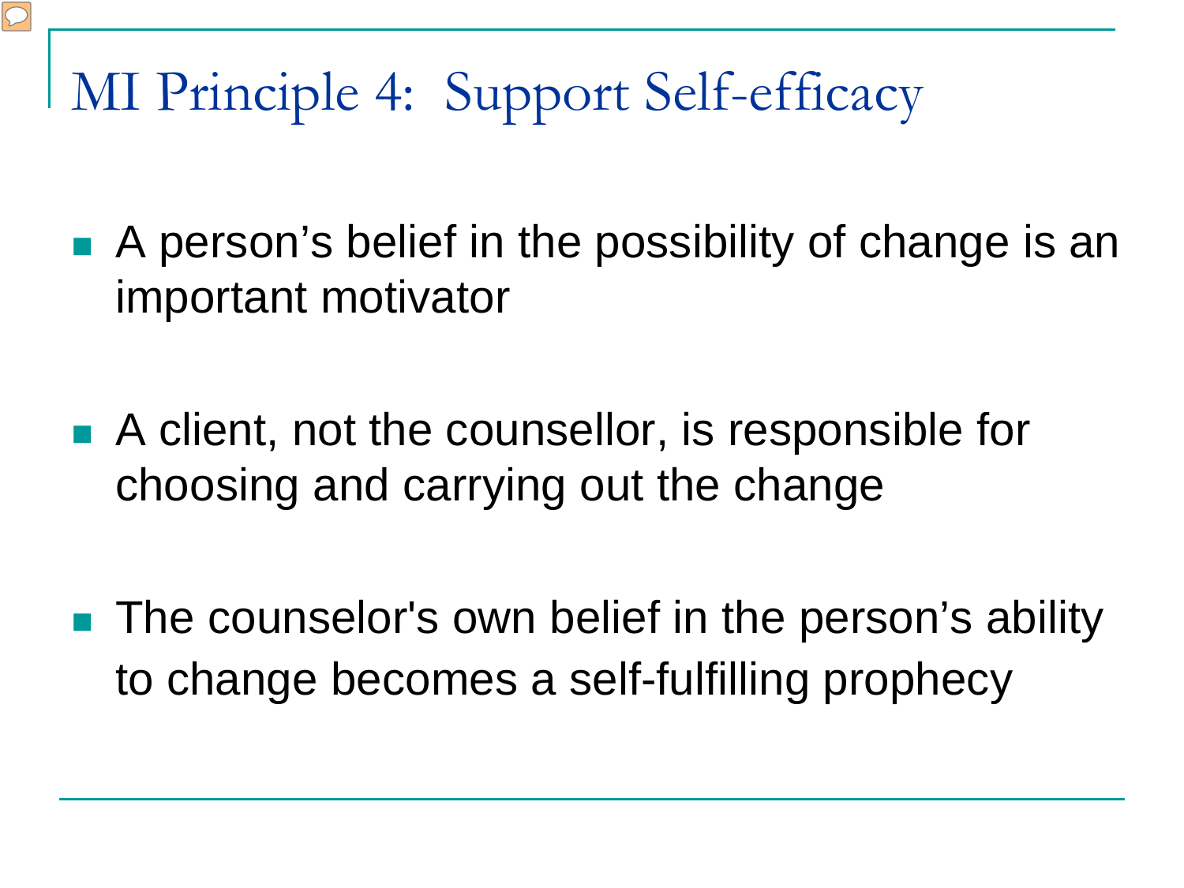# MI Principle 4: Support Self-efficacy

- A person’s belief in the possibility of change is an important motivator
- A client, not the counsellor, is responsible for choosing and carrying out the change
- The counselor's own belief in the person’s ability to change becomes a self-fulfilling prophecy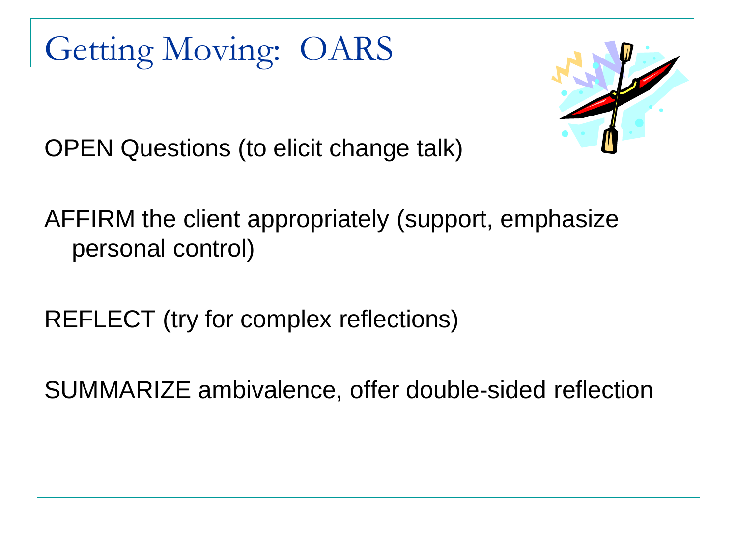# Getting Moving: OARS

OPEN Questions (to elicit change talk)

AFFIRM the client appropriately (support, emphasize personal control)

REFLECT (try for complex reflections)

SUMMARIZE ambivalence, offer double-sided reflection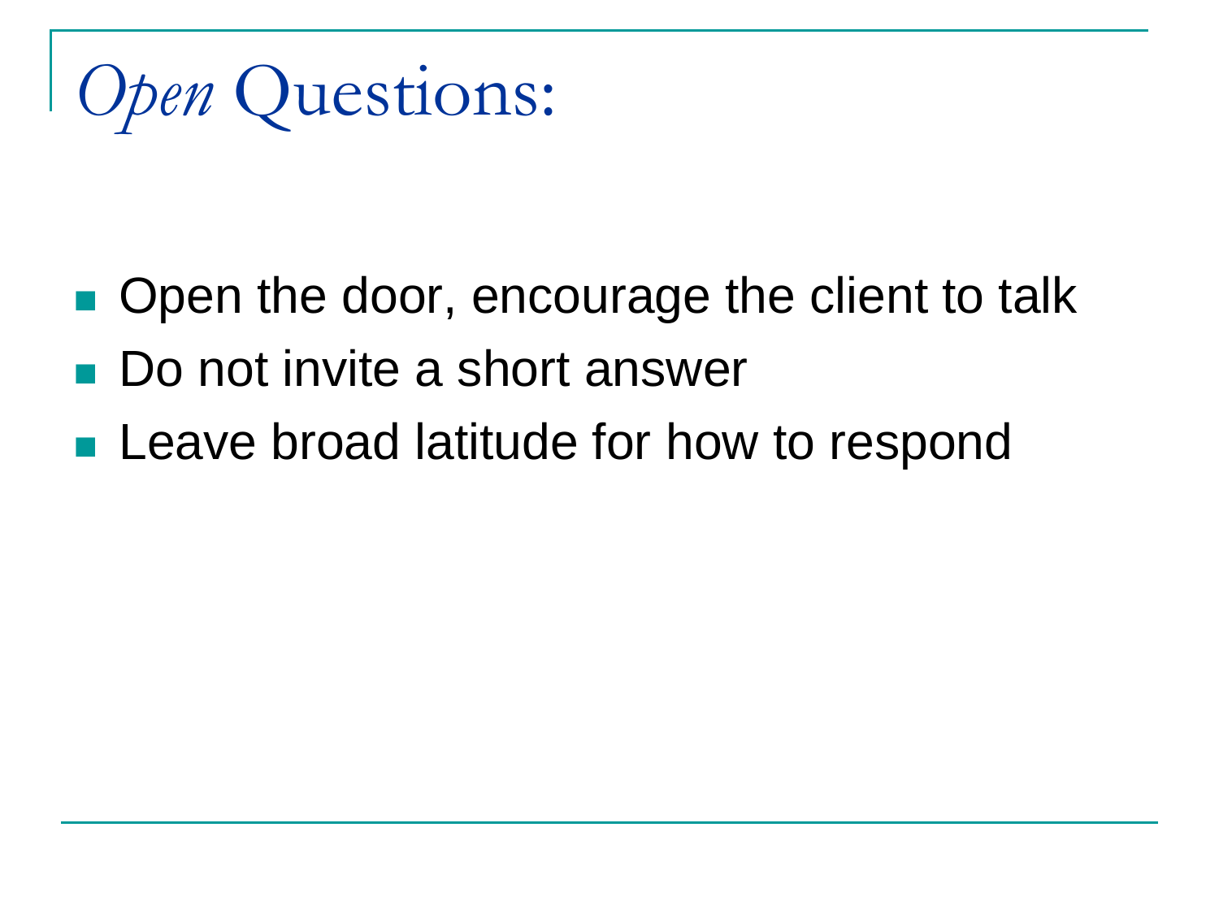# *Open* Questions:

- Open the door, encourage the client to talk
- Do not invite a short answer
- Leave broad latitude for how to respond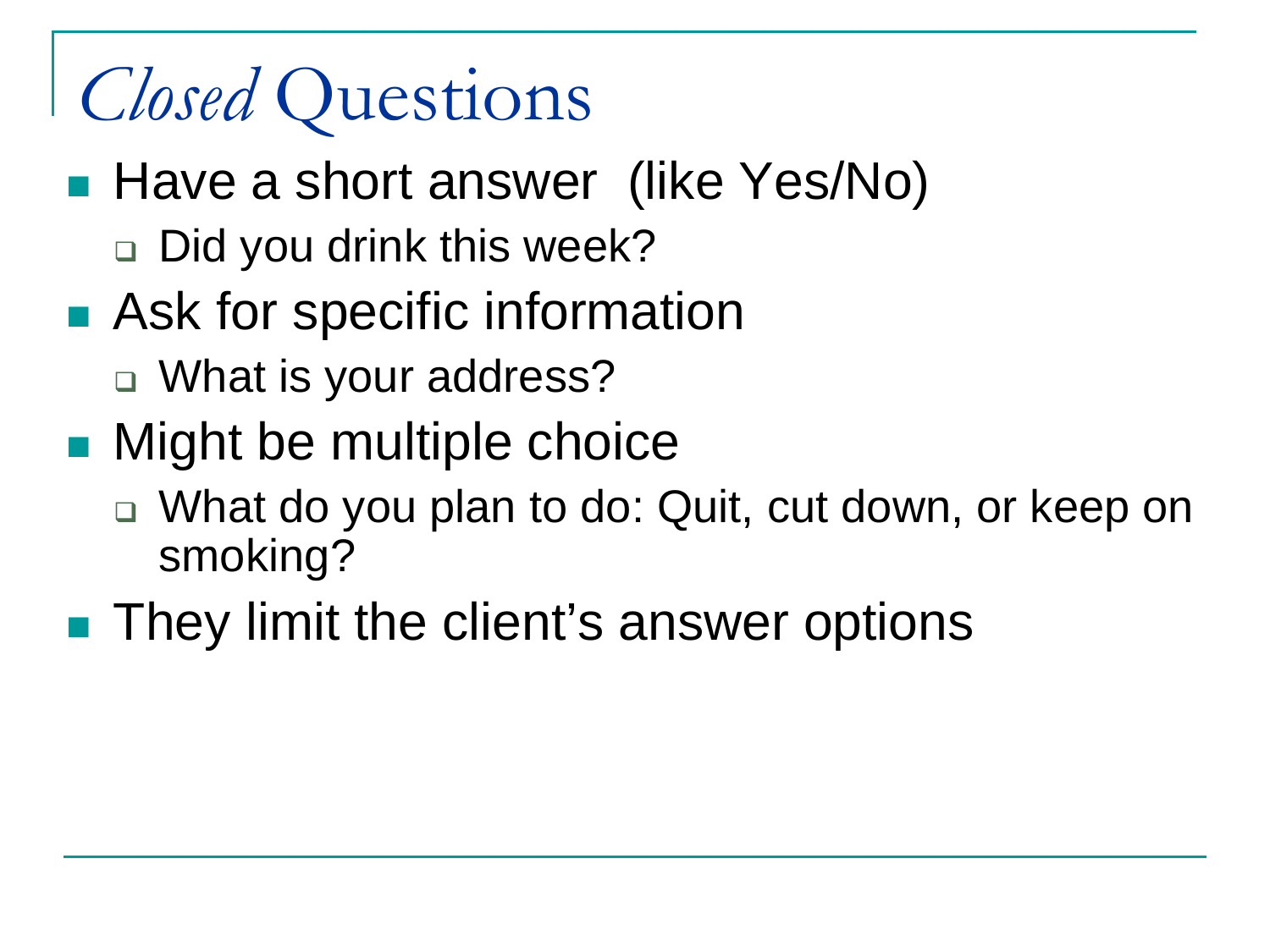# *Closed* Questions

- Have a short answer  (like Yes/No)
  - Did you drink this week?
- Ask for specific information
  - What is your address?
- Might be multiple choice
  - What do you plan to do: Quit, cut down, or keep on smoking?
- They limit the client's answer options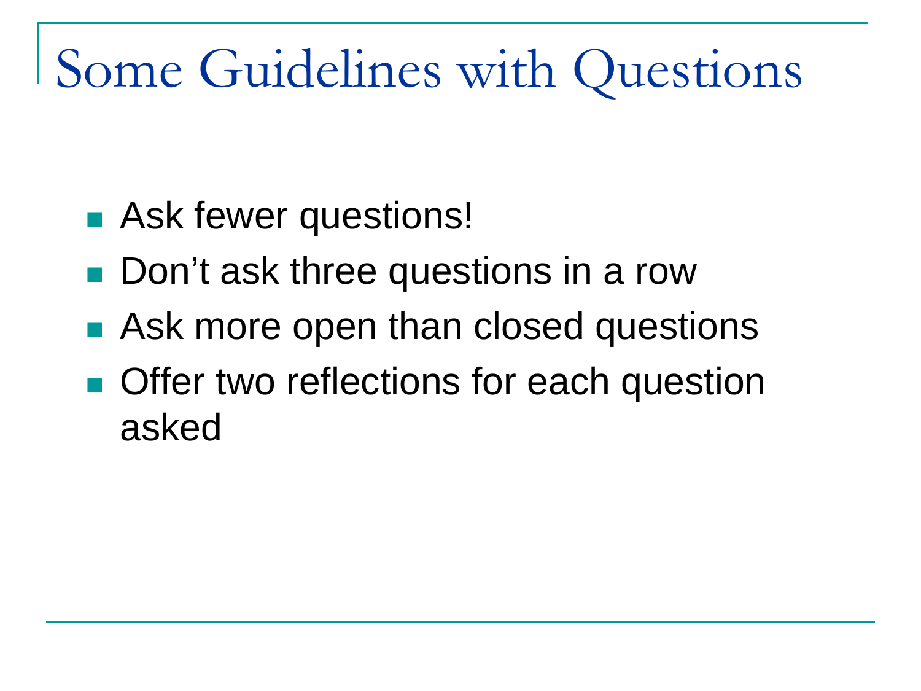# Some Guidelines with Questions

- Ask fewer questions!
- Don't ask three questions in a row
- Ask more open than closed questions
- Offer two reflections for each question asked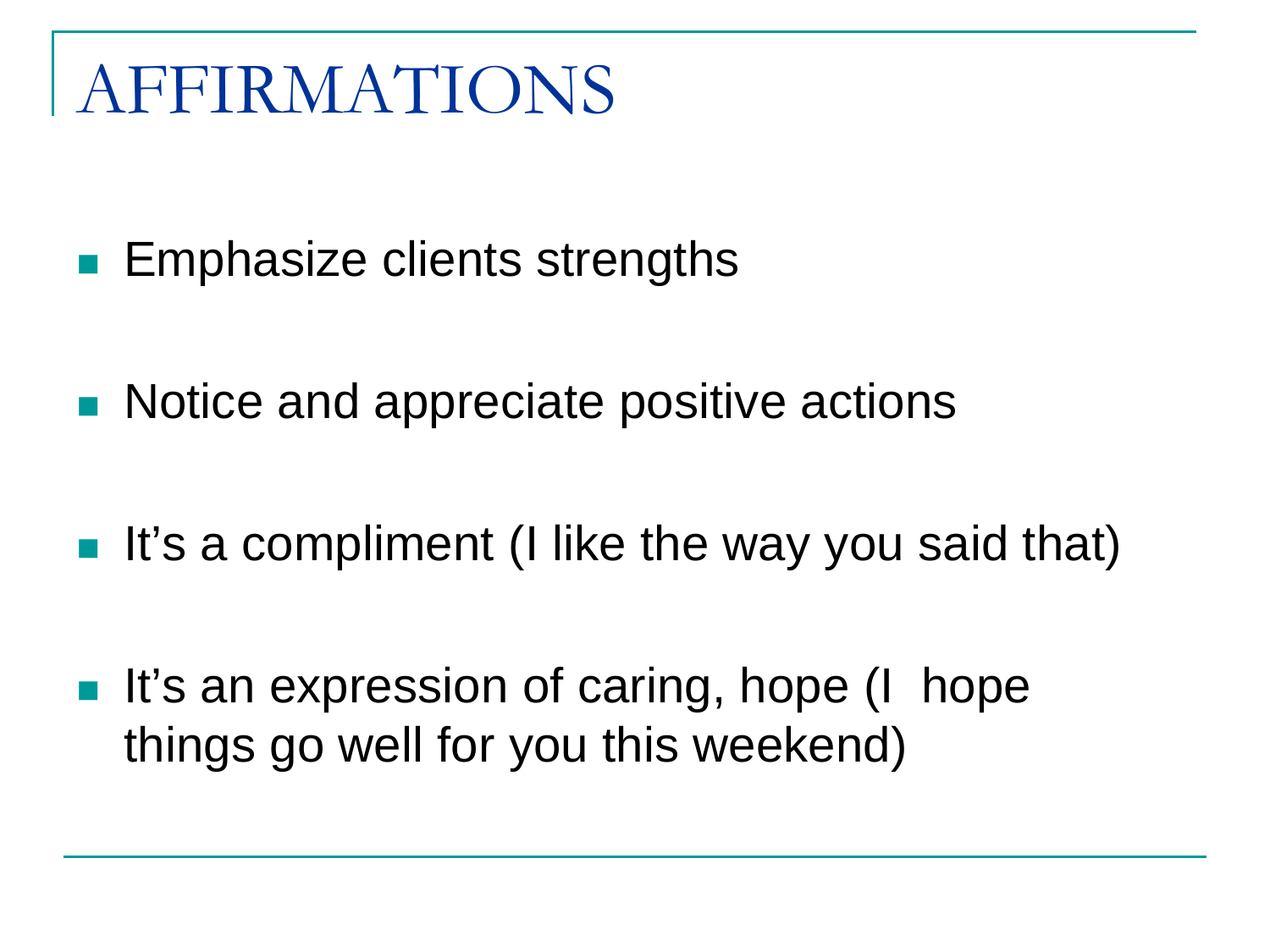# AFFIRMATIONS

- Emphasize clients strengths
- Notice and appreciate positive actions
- It's a compliment (I like the way you said that)
- It's an expression of caring, hope (I hope things go well for you this weekend)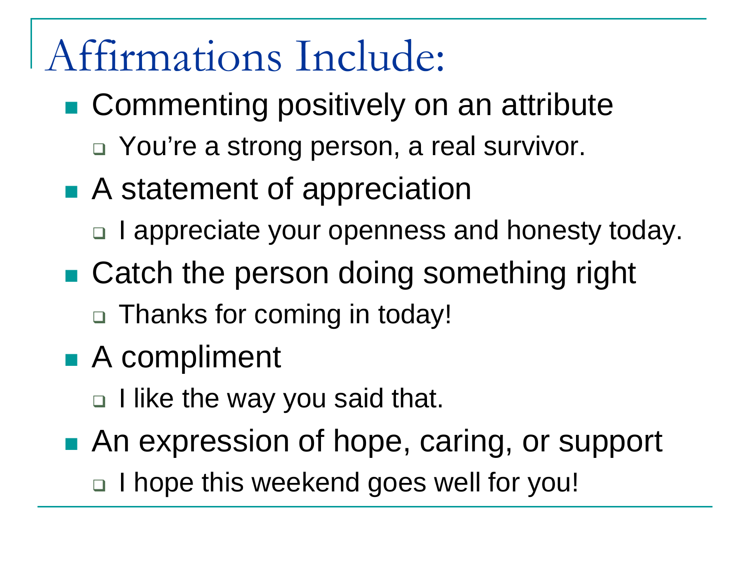# Affirmations Include:

- Commenting positively on an attribute
  - You're a strong person, a real survivor.
- A statement of appreciation
  - I appreciate your openness and honesty today.
- Catch the person doing something right
  - Thanks for coming in today!
- A compliment
  - I like the way you said that.
- An expression of hope, caring, or support
  - I hope this weekend goes well for you!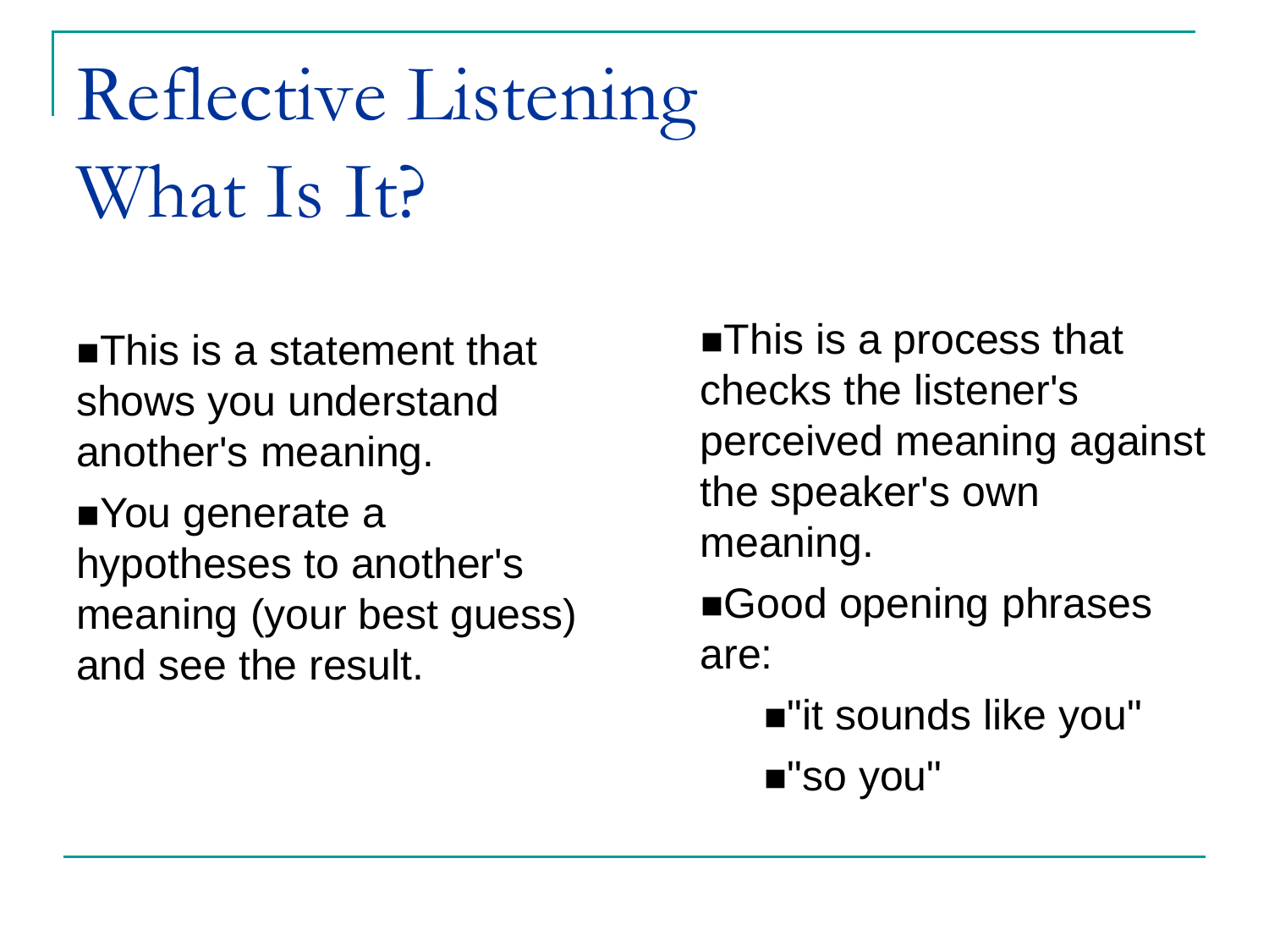# Reflective Listening What Is It?

- This is a statement that shows you understand another's meaning.
- You generate a hypotheses to another's meaning (your best guess) and see the result.
- This is a process that checks the listener's perceived meaning against the speaker's own meaning.
- Good opening phrases are:
  - "it sounds like you"
  - "so you"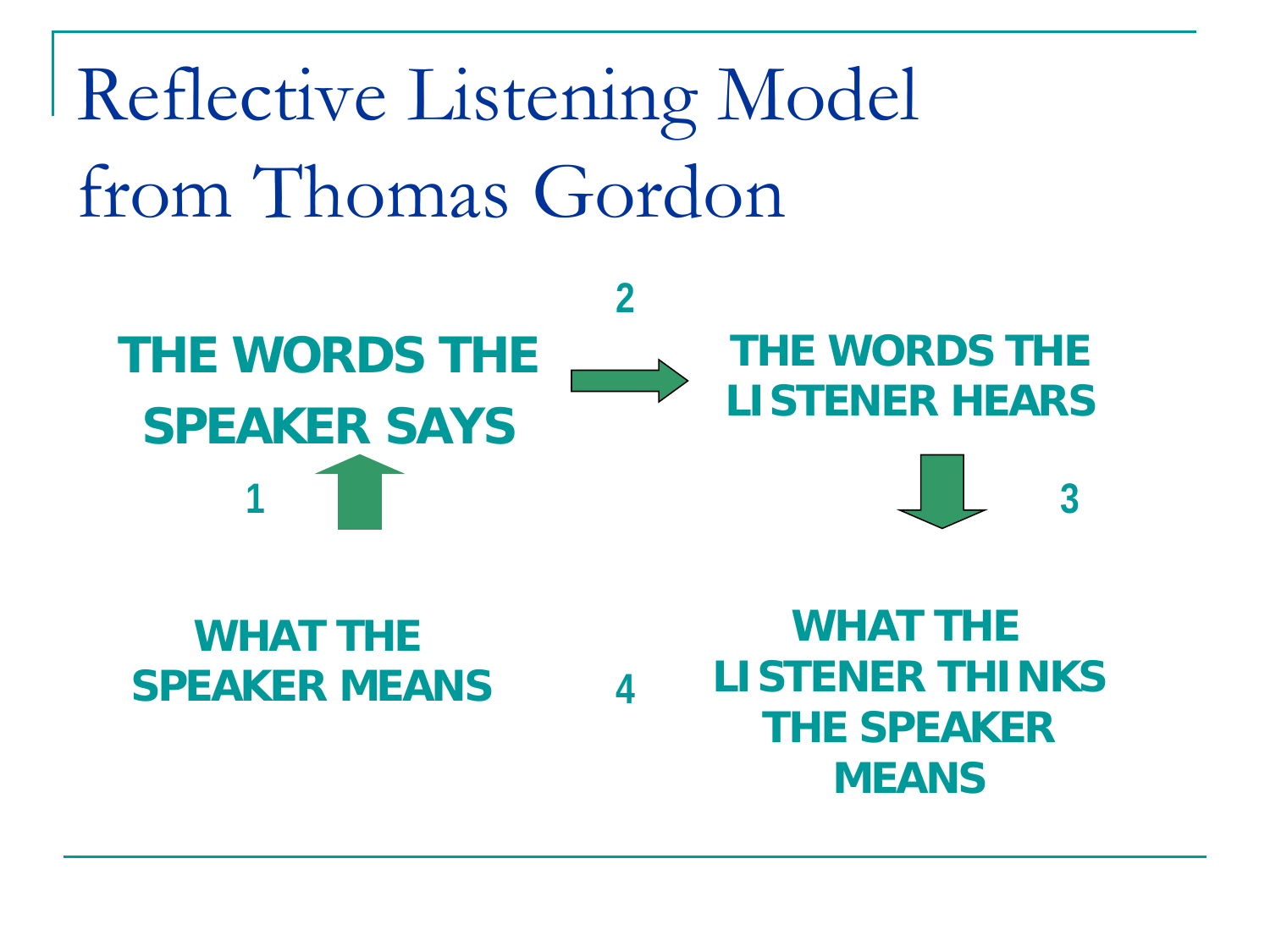# Reflective Listening Model from Thomas Gordon

**THE WORDS THE SPEAKER SAYS** → (2) → **THE WORDS THE LISTENER HEARS**

↑ (1) ↓ (3)

**WHAT THE SPEAKER MEANS** (4) **WHAT THE LISTENER THINKS THE SPEAKER MEANS**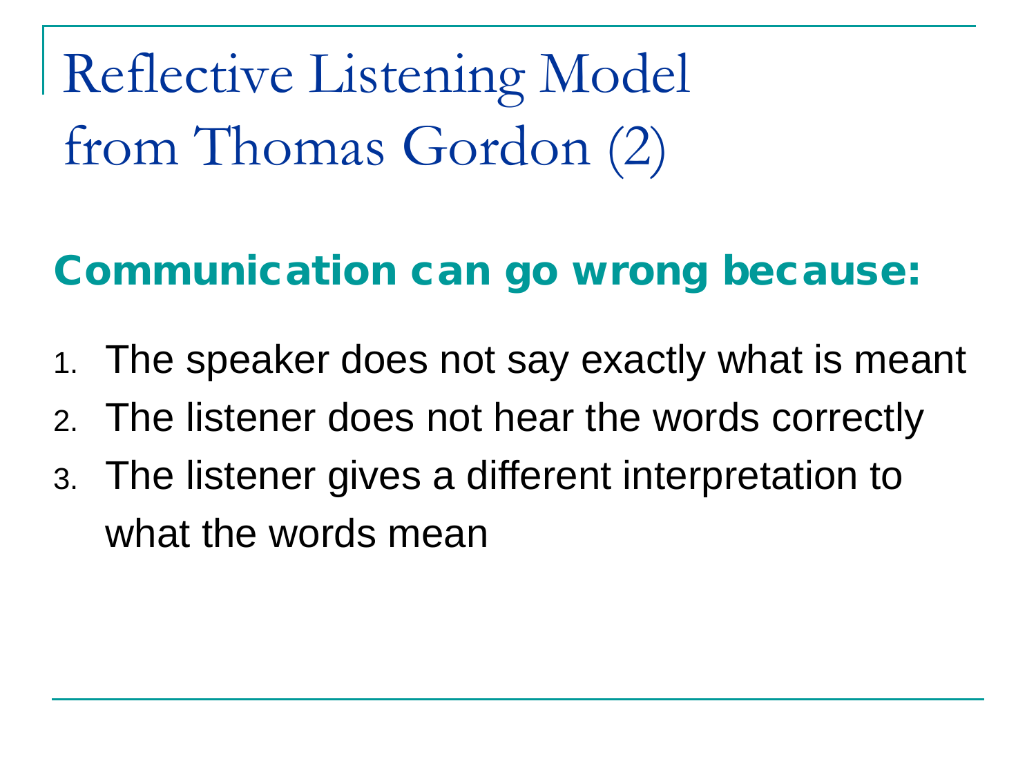# Reflective Listening Model from Thomas Gordon (2)

## Communication can go wrong because:

1. The speaker does not say exactly what is meant
2. The listener does not hear the words correctly
3. The listener gives a different interpretation to what the words mean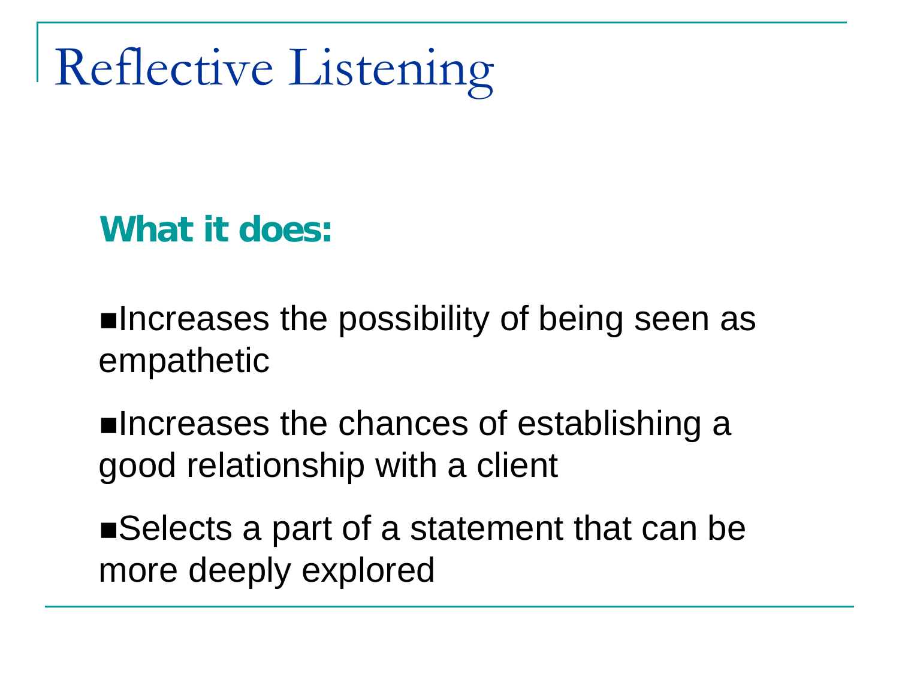# Reflective Listening

**What it does:**

- Increases the possibility of being seen as empathetic
- Increases the chances of establishing a good relationship with a client
- Selects a part of a statement that can be more deeply explored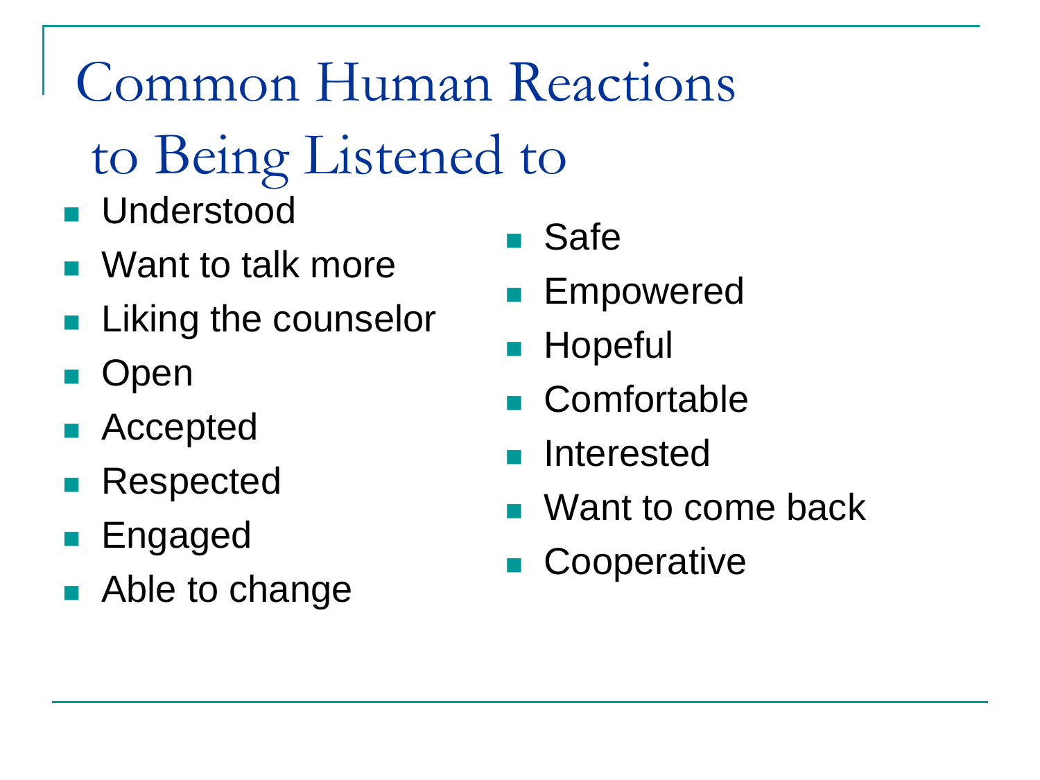# Common Human Reactions to Being Listened to

- Understood
- Want to talk more
- Liking the counselor
- Open
- Accepted
- Respected
- Engaged
- Able to change
- Safe
- Empowered
- Hopeful
- Comfortable
- Interested
- Want to come back
- Cooperative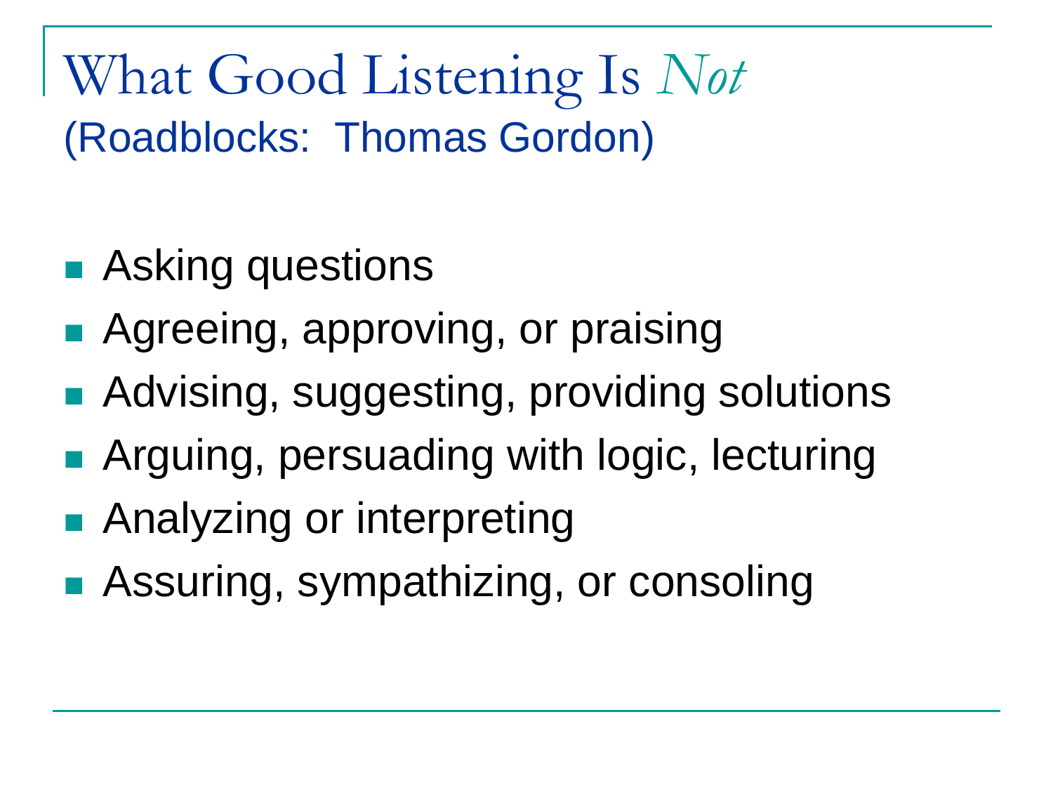# What Good Listening Is *Not*

## (Roadblocks: Thomas Gordon)

- Asking questions
- Agreeing, approving, or praising
- Advising, suggesting, providing solutions
- Arguing, persuading with logic, lecturing
- Analyzing or interpreting
- Assuring, sympathizing, or consoling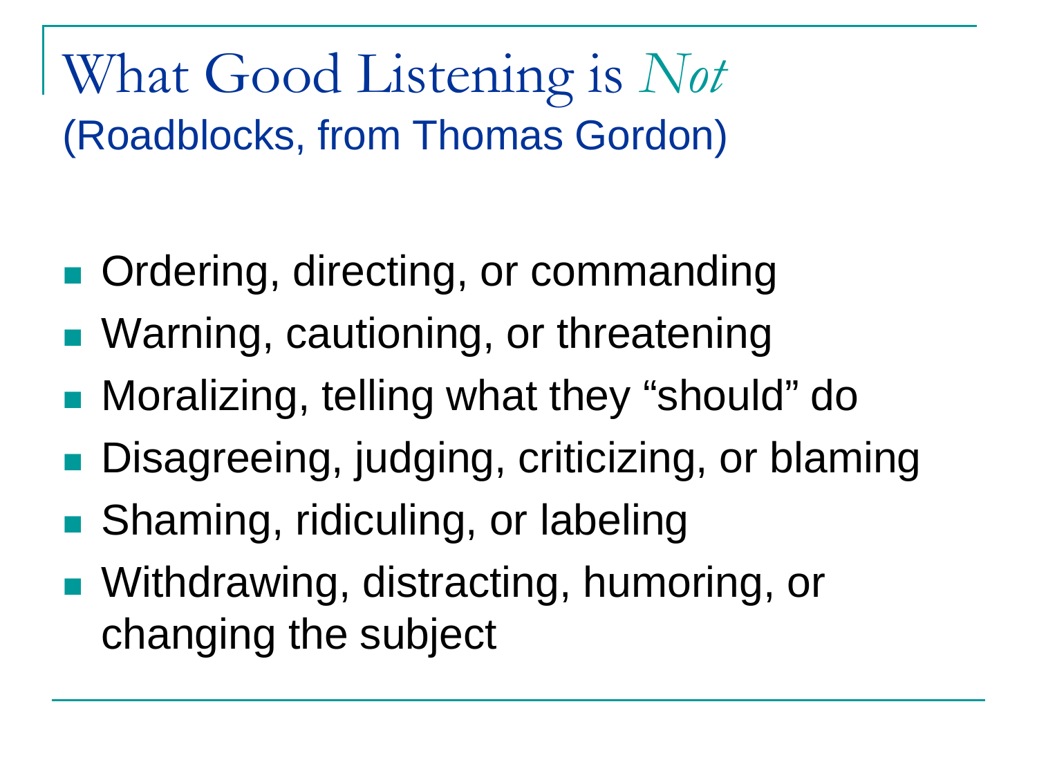# What Good Listening is *Not*
## (Roadblocks, from Thomas Gordon)

- Ordering, directing, or commanding
- Warning, cautioning, or threatening
- Moralizing, telling what they “should” do
- Disagreeing, judging, criticizing, or blaming
- Shaming, ridiculing, or labeling
- Withdrawing, distracting, humoring, or changing the subject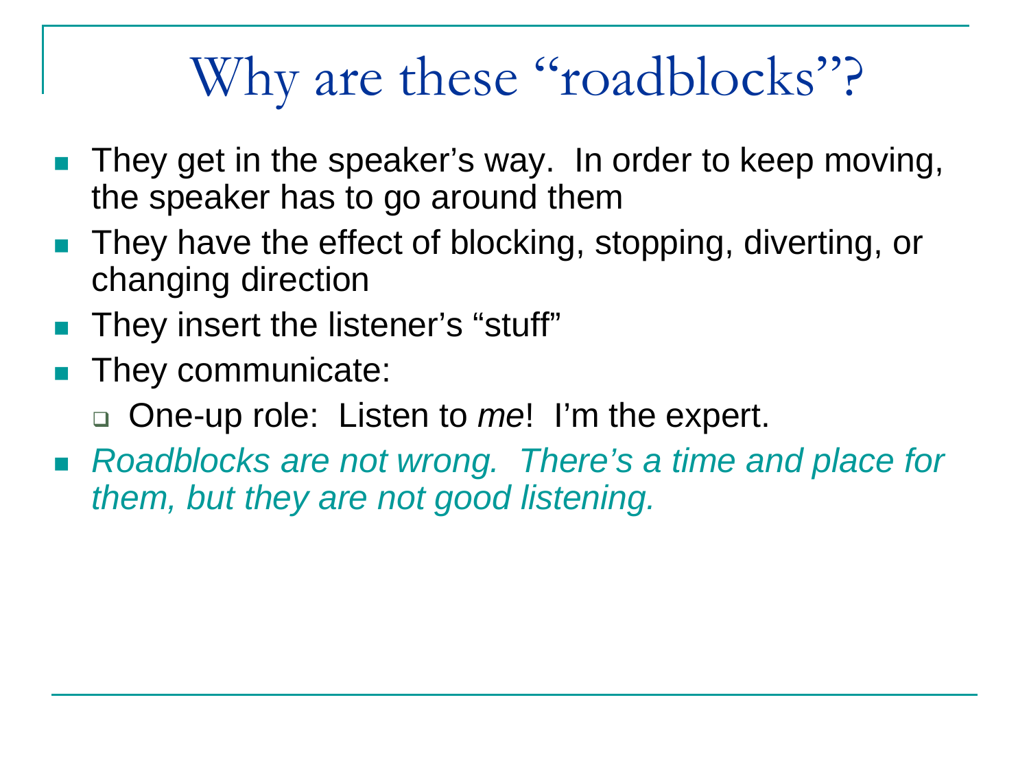# Why are these "roadblocks"?

- They get in the speaker's way. In order to keep moving, the speaker has to go around them
- They have the effect of blocking, stopping, diverting, or changing direction
- They insert the listener's "stuff"
- They communicate:
  - One-up role: Listen to *me*! I'm the expert.
- *Roadblocks are not wrong. There's a time and place for them, but they are not good listening.*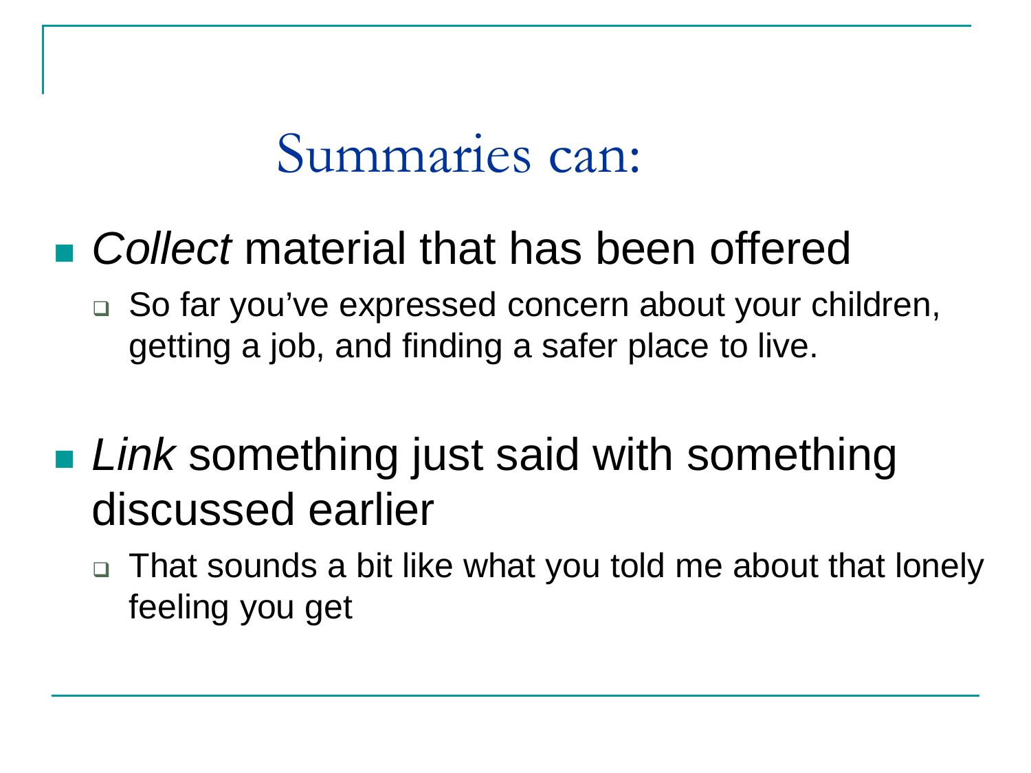# Summaries can:

- *Collect* material that has been offered
  - So far you've expressed concern about your children, getting a job, and finding a safer place to live.

- *Link* something just said with something discussed earlier
  - That sounds a bit like what you told me about that lonely feeling you get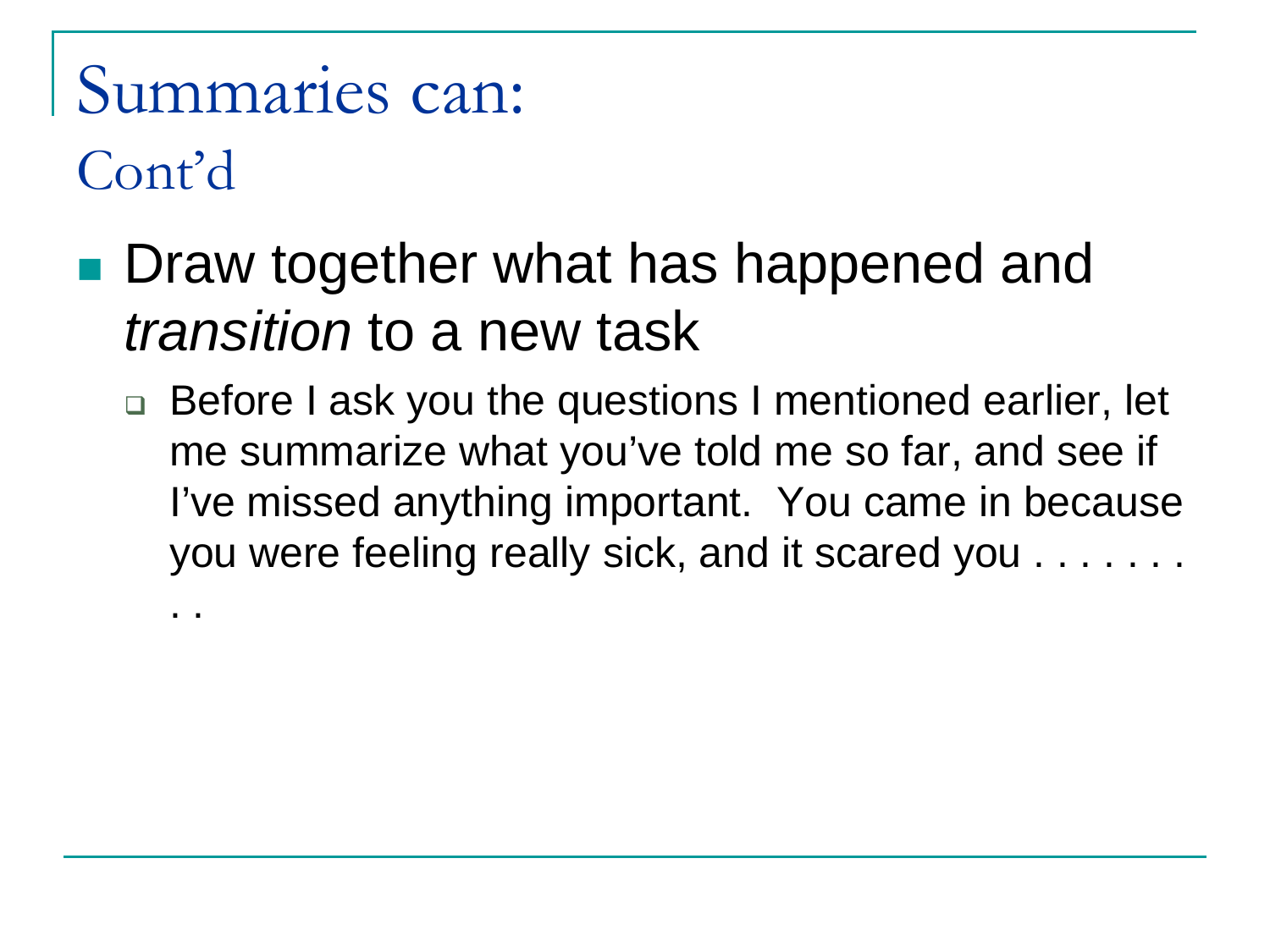# Summaries can:
## Cont'd

- Draw together what has happened and *transition* to a new task
  - Before I ask you the questions I mentioned earlier, let me summarize what you've told me so far, and see if I've missed anything important. You came in because you were feeling really sick, and it scared you . . . . . . . . .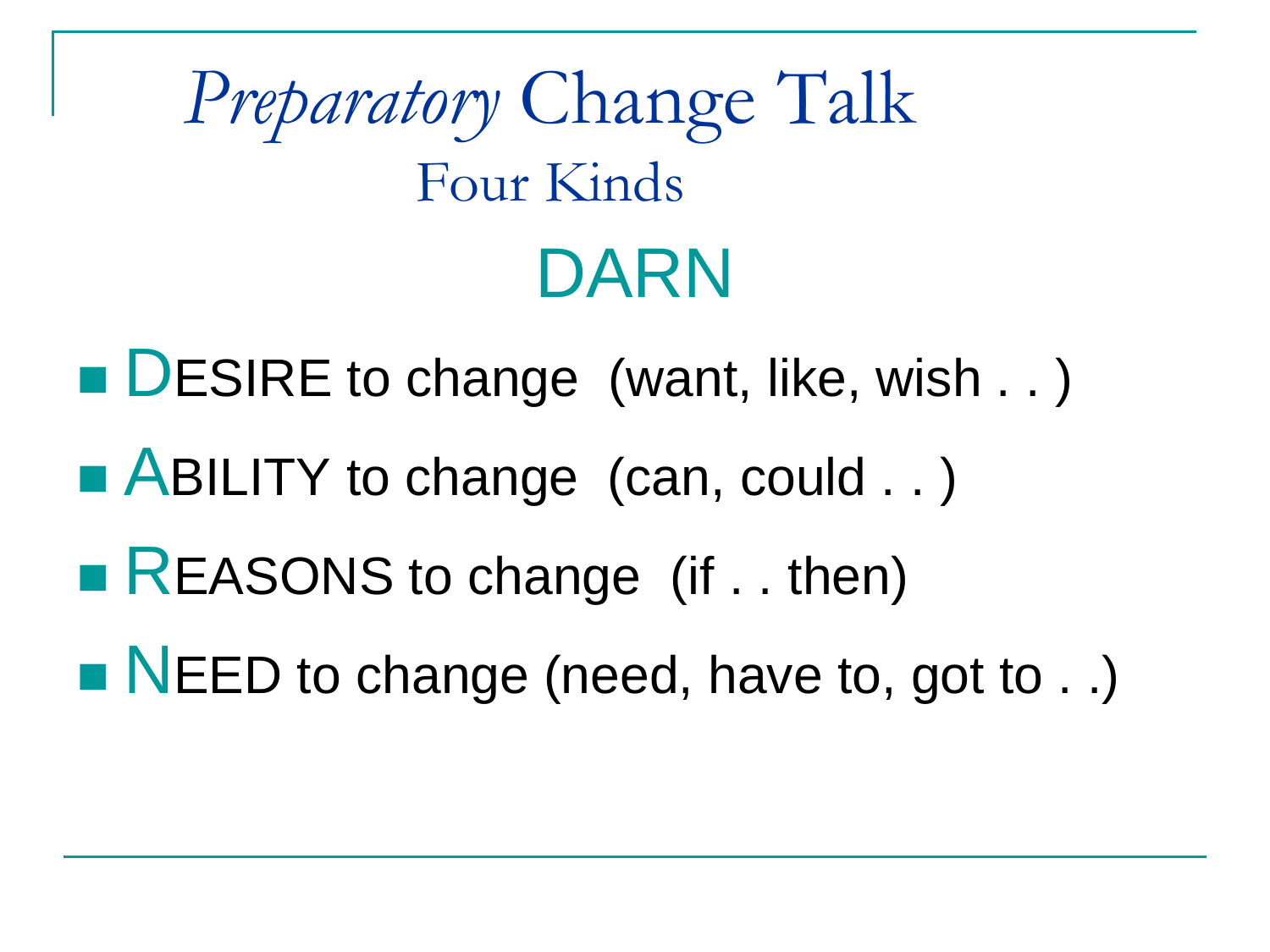# *Preparatory* Change Talk

## Four Kinds

## DARN

- DESIRE to change (want, like, wish . . )
- ABILITY to change (can, could . . )
- REASONS to change (if . . then)
- NEED to change (need, have to, got to . .)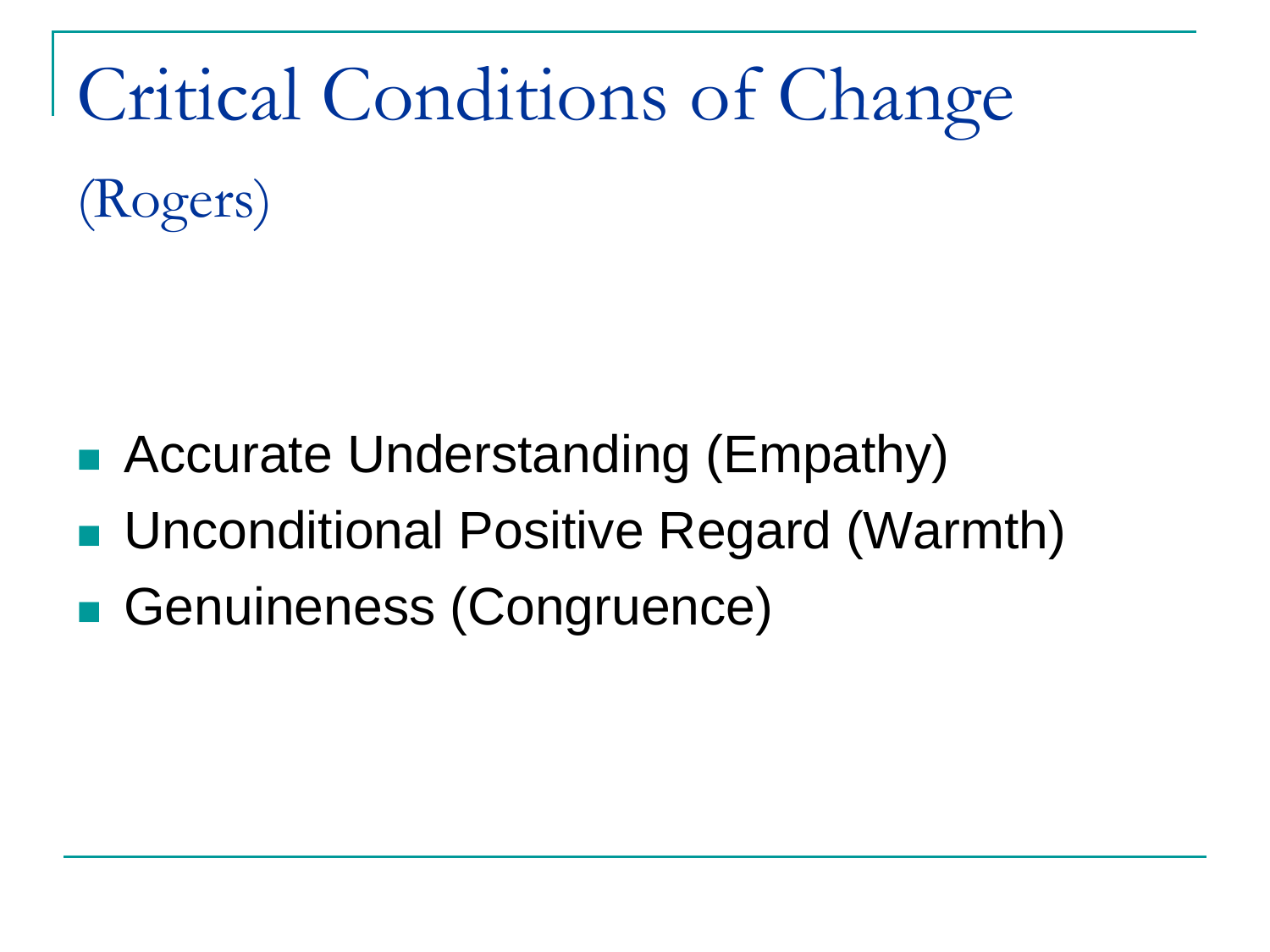# Critical Conditions of Change (Rogers)

- Accurate Understanding (Empathy)
- Unconditional Positive Regard (Warmth)
- Genuineness (Congruence)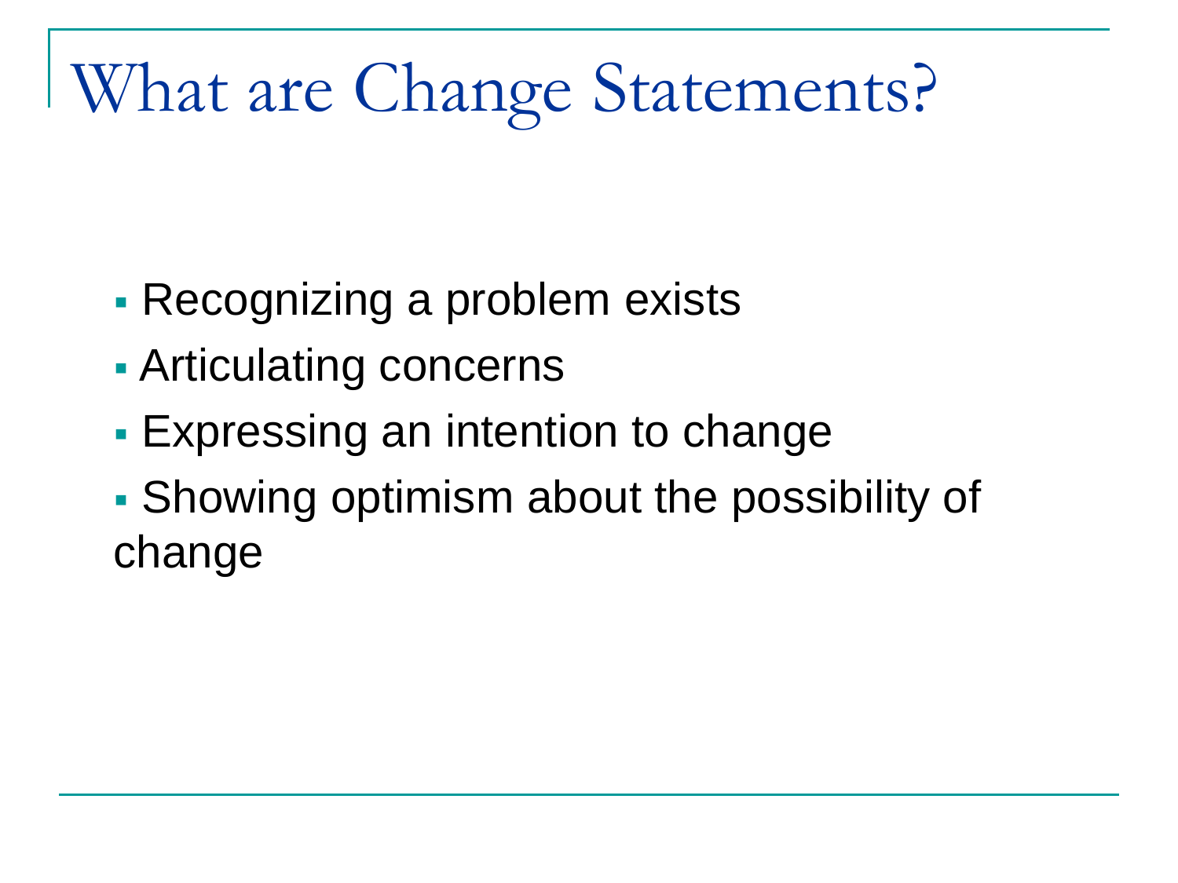# What are Change Statements?

- Recognizing a problem exists
- Articulating concerns
- Expressing an intention to change
- Showing optimism about the possibility of change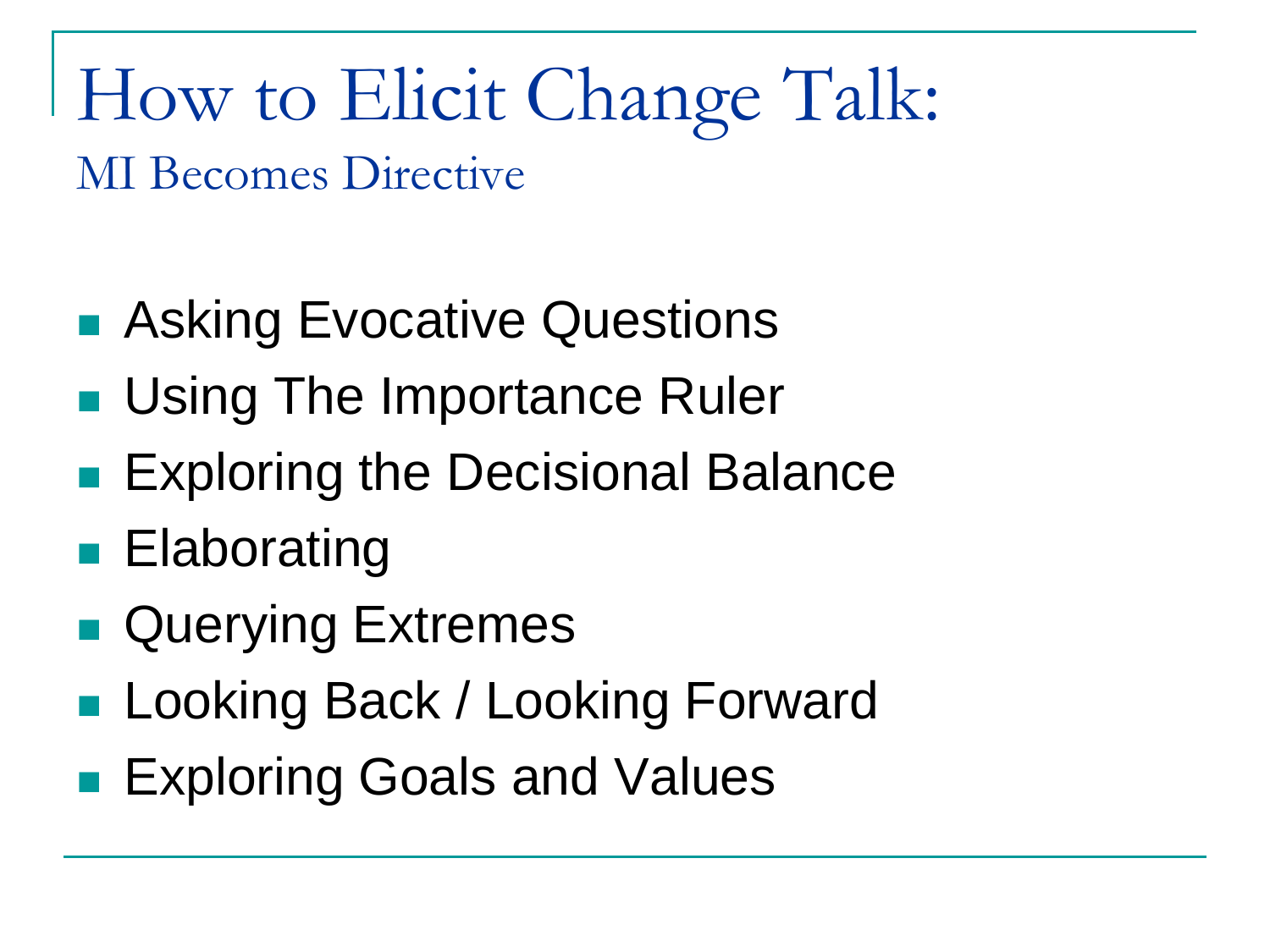# How to Elicit Change Talk:

## MI Becomes Directive

- Asking Evocative Questions
- Using The Importance Ruler
- Exploring the Decisional Balance
- Elaborating
- Querying Extremes
- Looking Back / Looking Forward
- Exploring Goals and Values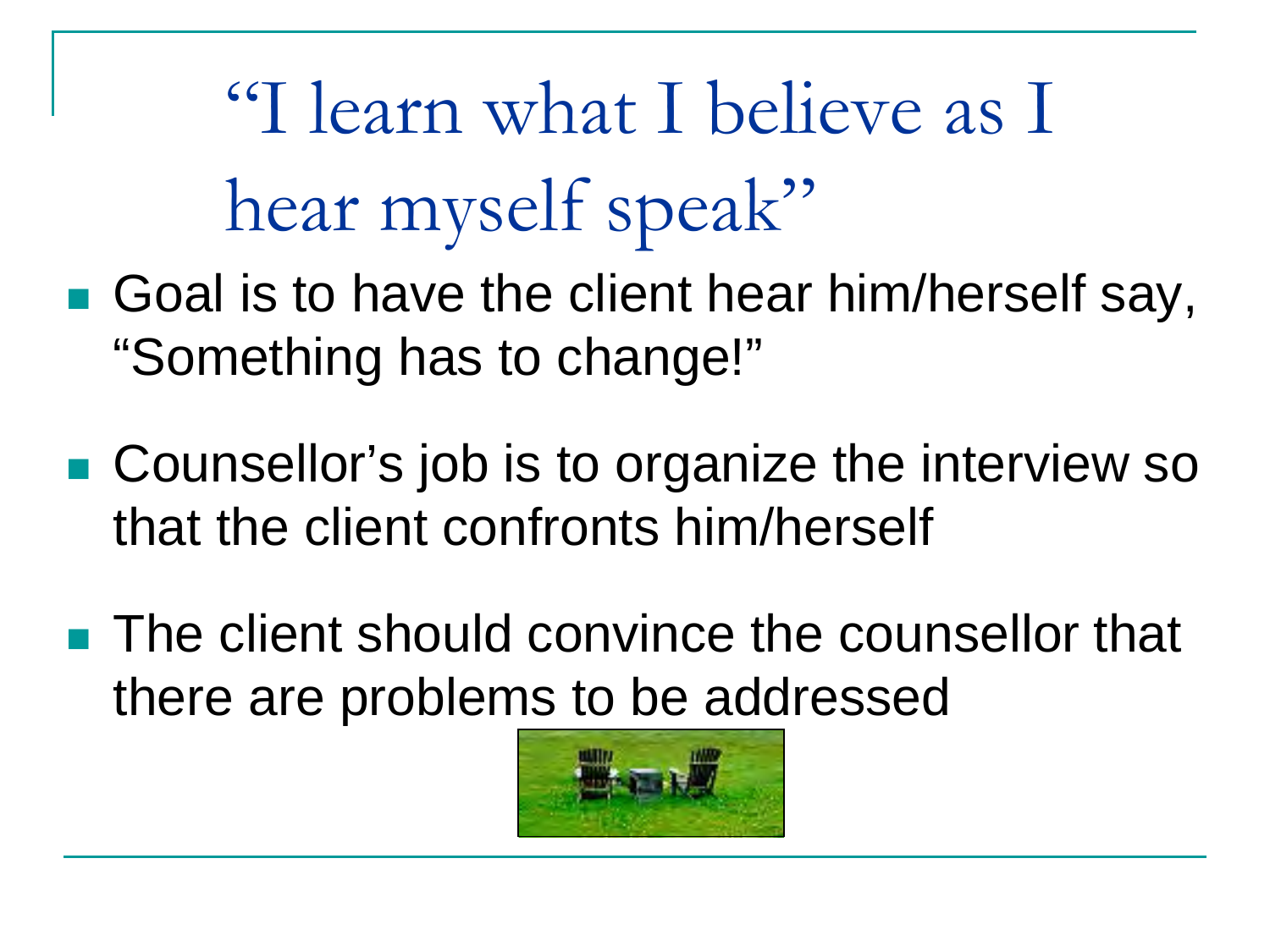# "I learn what I believe as I hear myself speak"

- Goal is to have the client hear him/herself say, "Something has to change!"
- Counsellor's job is to organize the interview so that the client confronts him/herself
- The client should convince the counsellor that there are problems to be addressed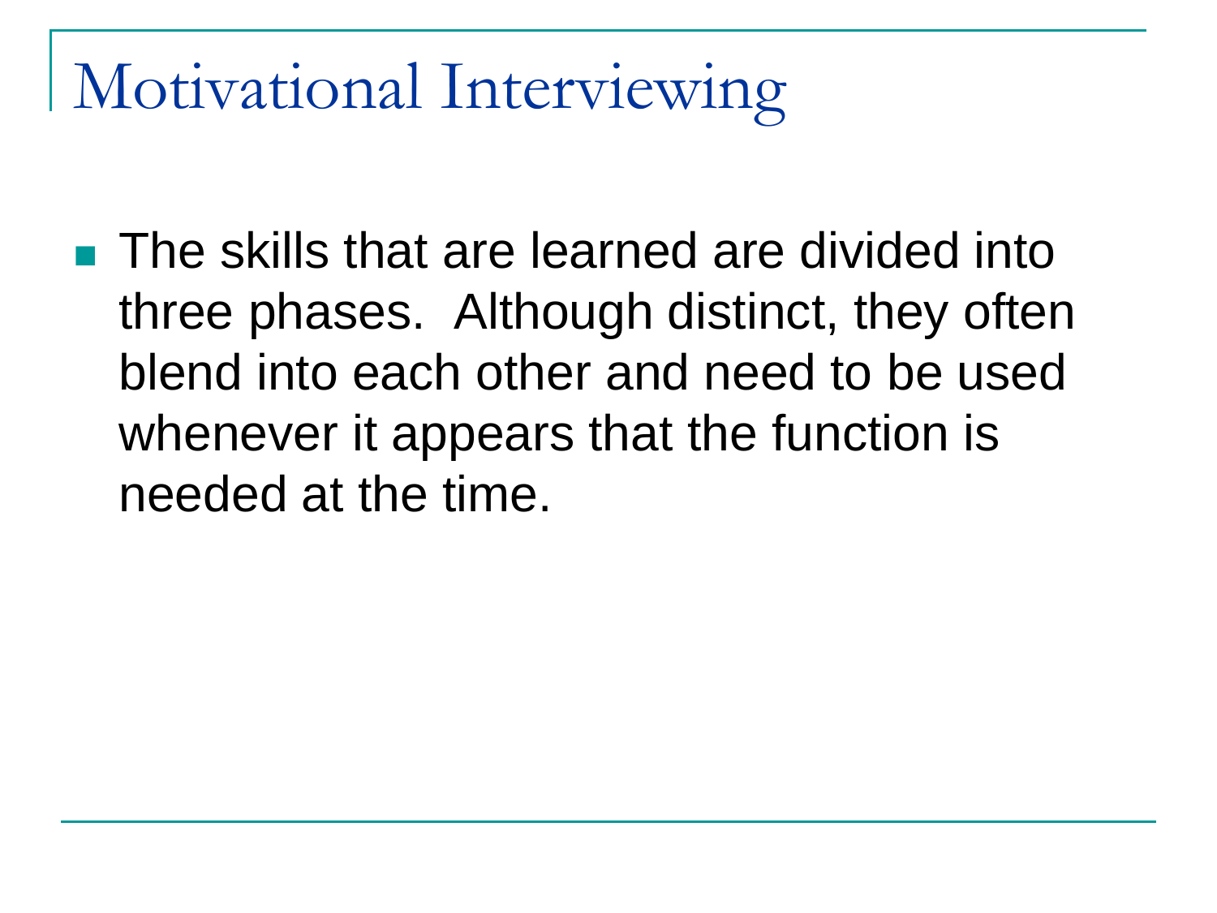# Motivational Interviewing

- The skills that are learned are divided into three phases. Although distinct, they often blend into each other and need to be used whenever it appears that the function is needed at the time.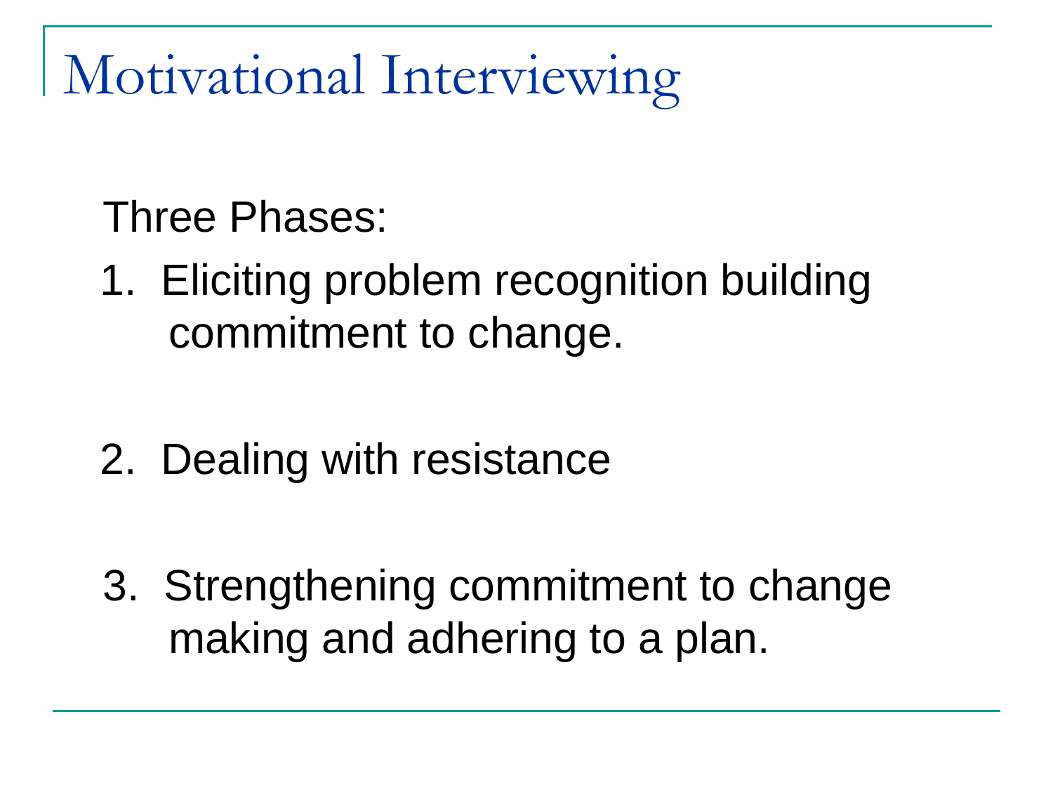# Motivational Interviewing

Three Phases:

1. Eliciting problem recognition building commitment to change.

2. Dealing with resistance

3. Strengthening commitment to change making and adhering to a plan.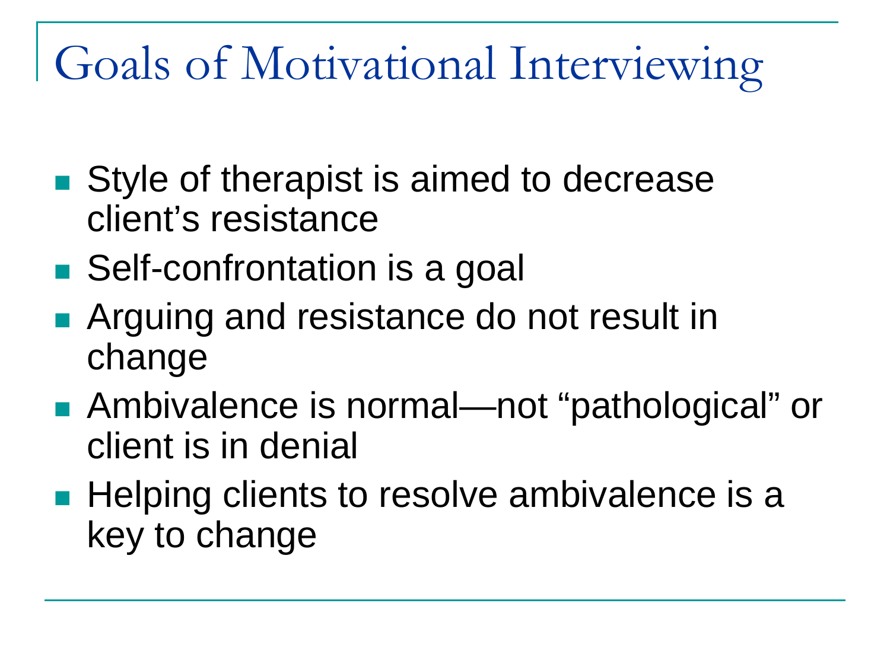# Goals of Motivational Interviewing

- Style of therapist is aimed to decrease client's resistance
- Self-confrontation is a goal
- Arguing and resistance do not result in change
- Ambivalence is normal—not "pathological" or client is in denial
- Helping clients to resolve ambivalence is a key to change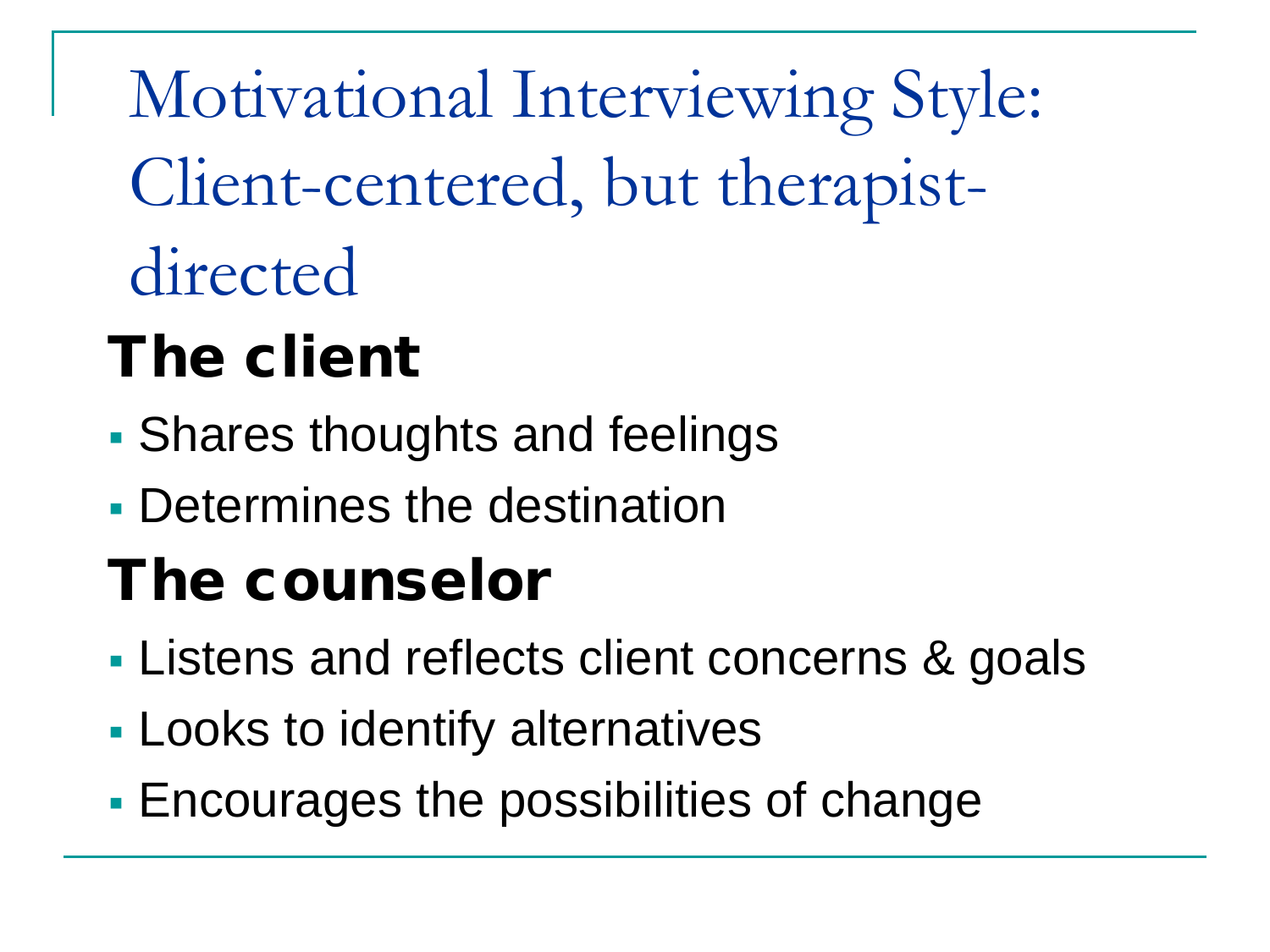# Motivational Interviewing Style: Client-centered, but therapist-directed

## The client

- Shares thoughts and feelings
- Determines the destination

## The counselor

- Listens and reflects client concerns & goals
- Looks to identify alternatives
- Encourages the possibilities of change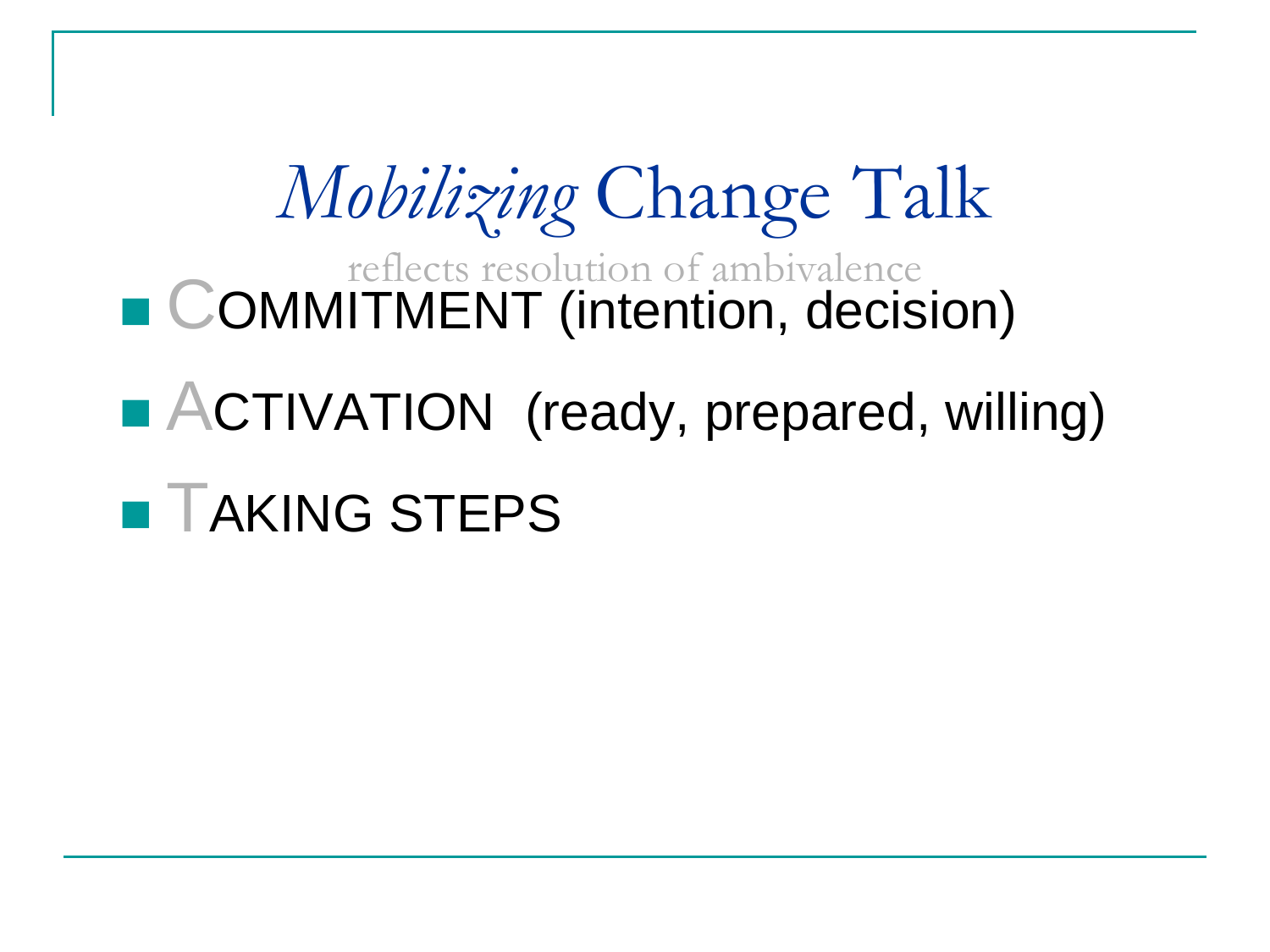# *Mobilizing* Change Talk

reflects resolution of ambivalence

- COMMITMENT (intention, decision)
- ACTIVATION (ready, prepared, willing)
- TAKING STEPS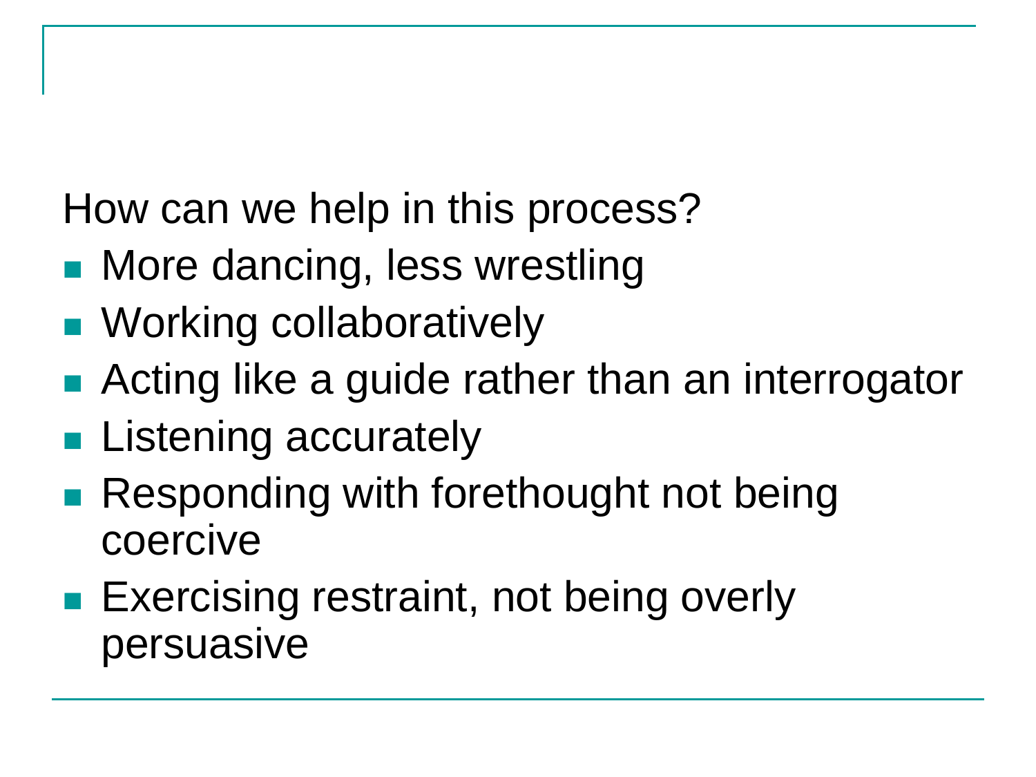How can we help in this process?

- More dancing, less wrestling
- Working collaboratively
- Acting like a guide rather than an interrogator
- Listening accurately
- Responding with forethought not being coercive
- Exercising restraint, not being overly persuasive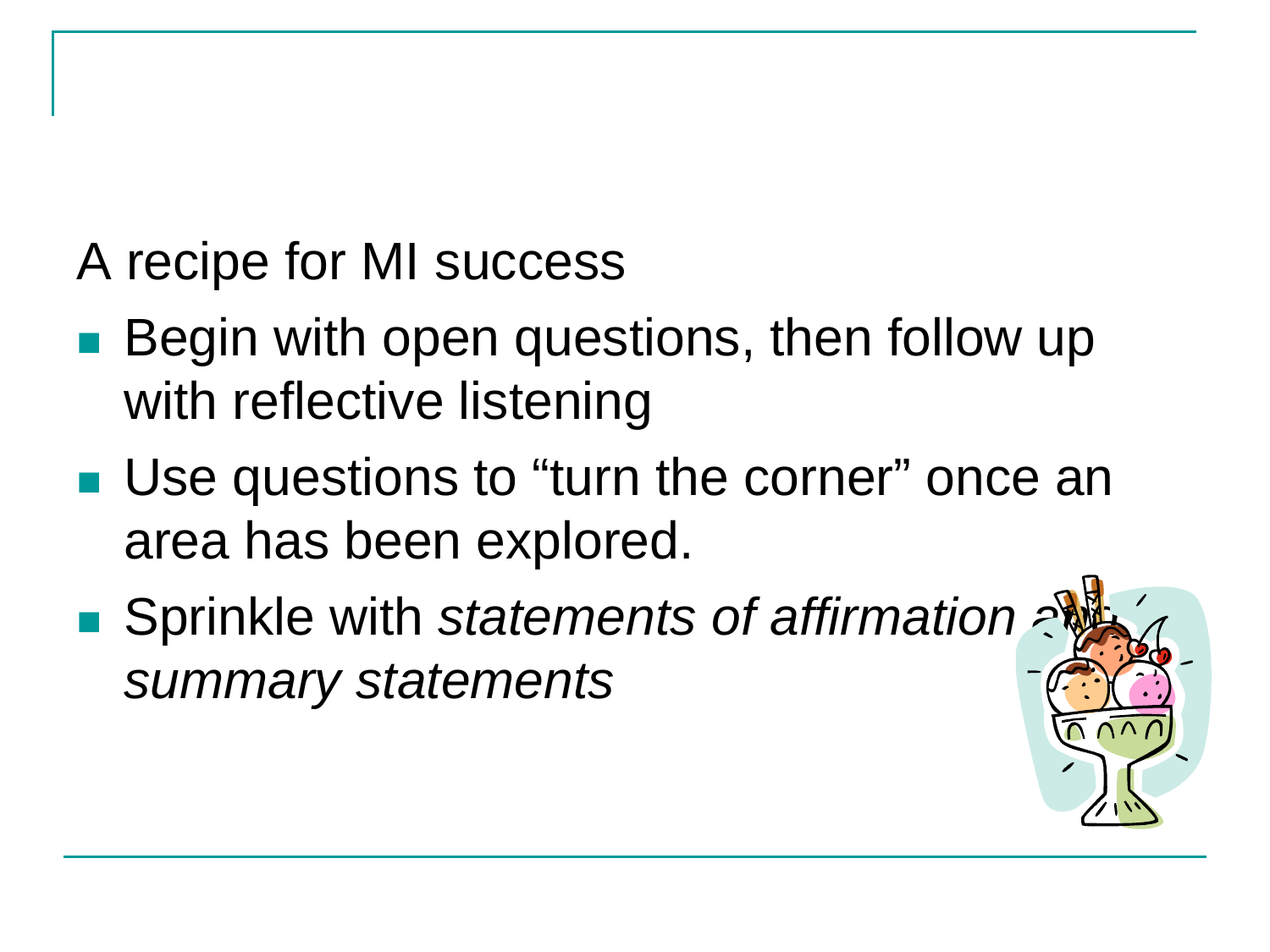A recipe for MI success

- Begin with open questions, then follow up with reflective listening
- Use questions to “turn the corner” once an area has been explored.
- Sprinkle with *statements of affirmation and summary statements*